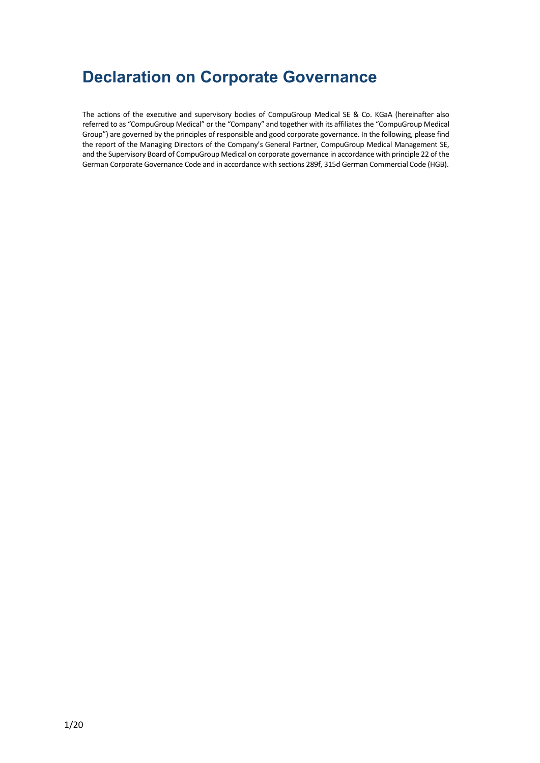# Declaration on Corporate Governance

The actions of the executive and supervisory bodies of CompuGroup Medical SE & Co. KGaA (hereinafter also referred to as "CompuGroup Medical" or the "Company" and together with its affiliates the "CompuGroup Medical Group") are governed by the principles of responsible and good corporate governance. In the following, please find the report of the Managing Directors of the Company's General Partner, CompuGroup Medical Management SE, and the Supervisory Board of CompuGroup Medical on corporate governance in accordance with principle 22 of the German Corporate Governance Code and in accordance with sections 289f, 315d German Commercial Code (HGB).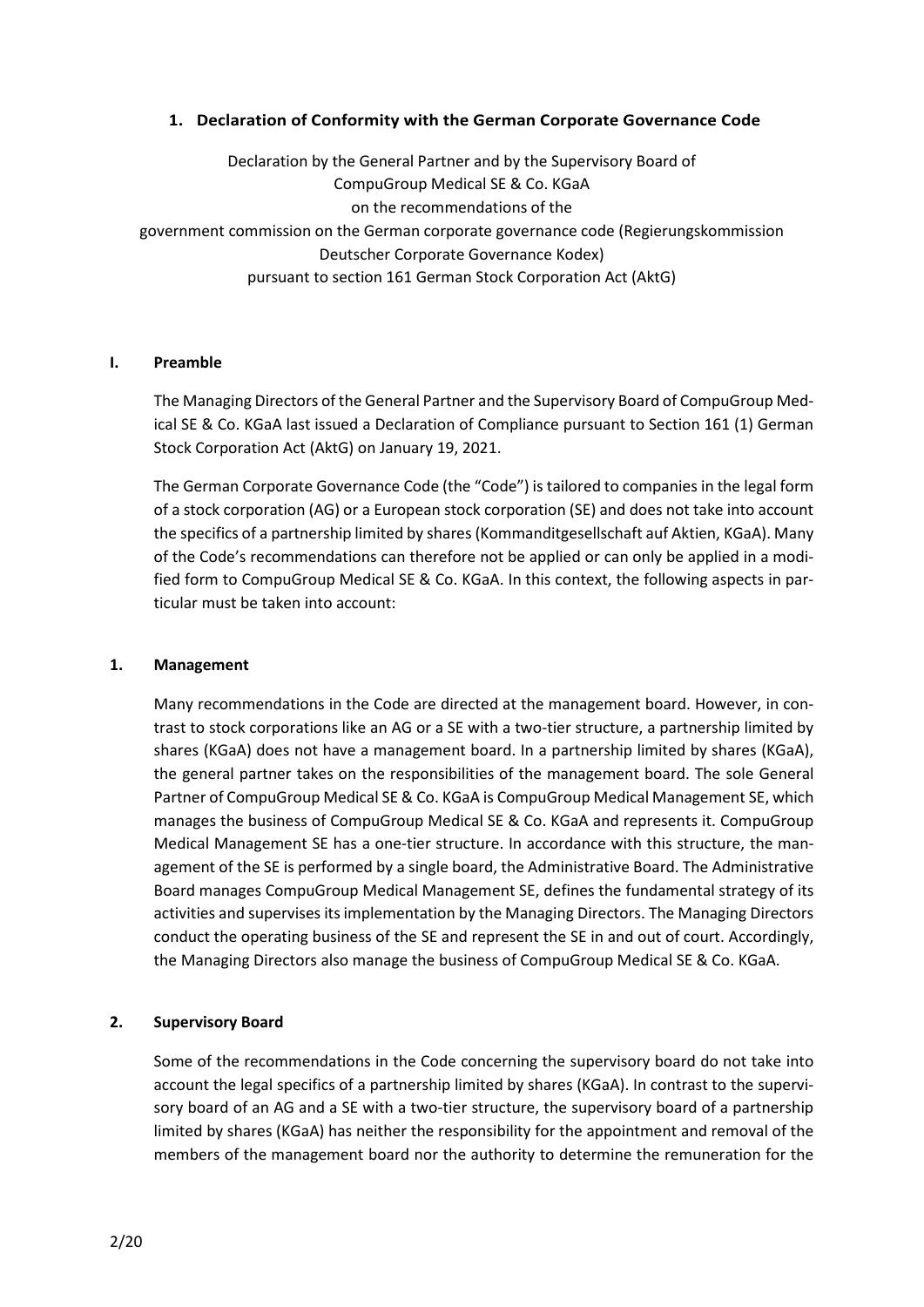## 1. Declaration of Conformity with the German Corporate Governance Code

Declaration by the General Partner and by the Supervisory Board of
CompuGroup Medical SE & Co. KGaA
on the recommendations of the
government commission on the German corporate governance code (Regierungskommission Deutscher Corporate Governance Kodex)
pursuant to section 161 German Stock Corporation Act (AktG)

### I. Preamble

The Managing Directors of the General Partner and the Supervisory Board of CompuGroup Medical SE & Co. KGaA last issued a Declaration of Compliance pursuant to Section 161 (1) German Stock Corporation Act (AktG) on January 19, 2021.

The German Corporate Governance Code (the "Code") is tailored to companies in the legal form of a stock corporation (AG) or a European stock corporation (SE) and does not take into account the specifics of a partnership limited by shares (Kommanditgesellschaft auf Aktien, KGaA). Many of the Code's recommendations can therefore not be applied or can only be applied in a modified form to CompuGroup Medical SE & Co. KGaA. In this context, the following aspects in particular must be taken into account:

### 1. Management

Many recommendations in the Code are directed at the management board. However, in contrast to stock corporations like an AG or a SE with a two-tier structure, a partnership limited by shares (KGaA) does not have a management board. In a partnership limited by shares (KGaA), the general partner takes on the responsibilities of the management board. The sole General Partner of CompuGroup Medical SE & Co. KGaA is CompuGroup Medical Management SE, which manages the business of CompuGroup Medical SE & Co. KGaA and represents it. CompuGroup Medical Management SE has a one-tier structure. In accordance with this structure, the management of the SE is performed by a single board, the Administrative Board. The Administrative Board manages CompuGroup Medical Management SE, defines the fundamental strategy of its activities and supervises its implementation by the Managing Directors. The Managing Directors conduct the operating business of the SE and represent the SE in and out of court. Accordingly, the Managing Directors also manage the business of CompuGroup Medical SE & Co. KGaA.

### 2. Supervisory Board

Some of the recommendations in the Code concerning the supervisory board do not take into account the legal specifics of a partnership limited by shares (KGaA). In contrast to the supervisory board of an AG and a SE with a two-tier structure, the supervisory board of a partnership limited by shares (KGaA) has neither the responsibility for the appointment and removal of the members of the management board nor the authority to determine the remuneration for the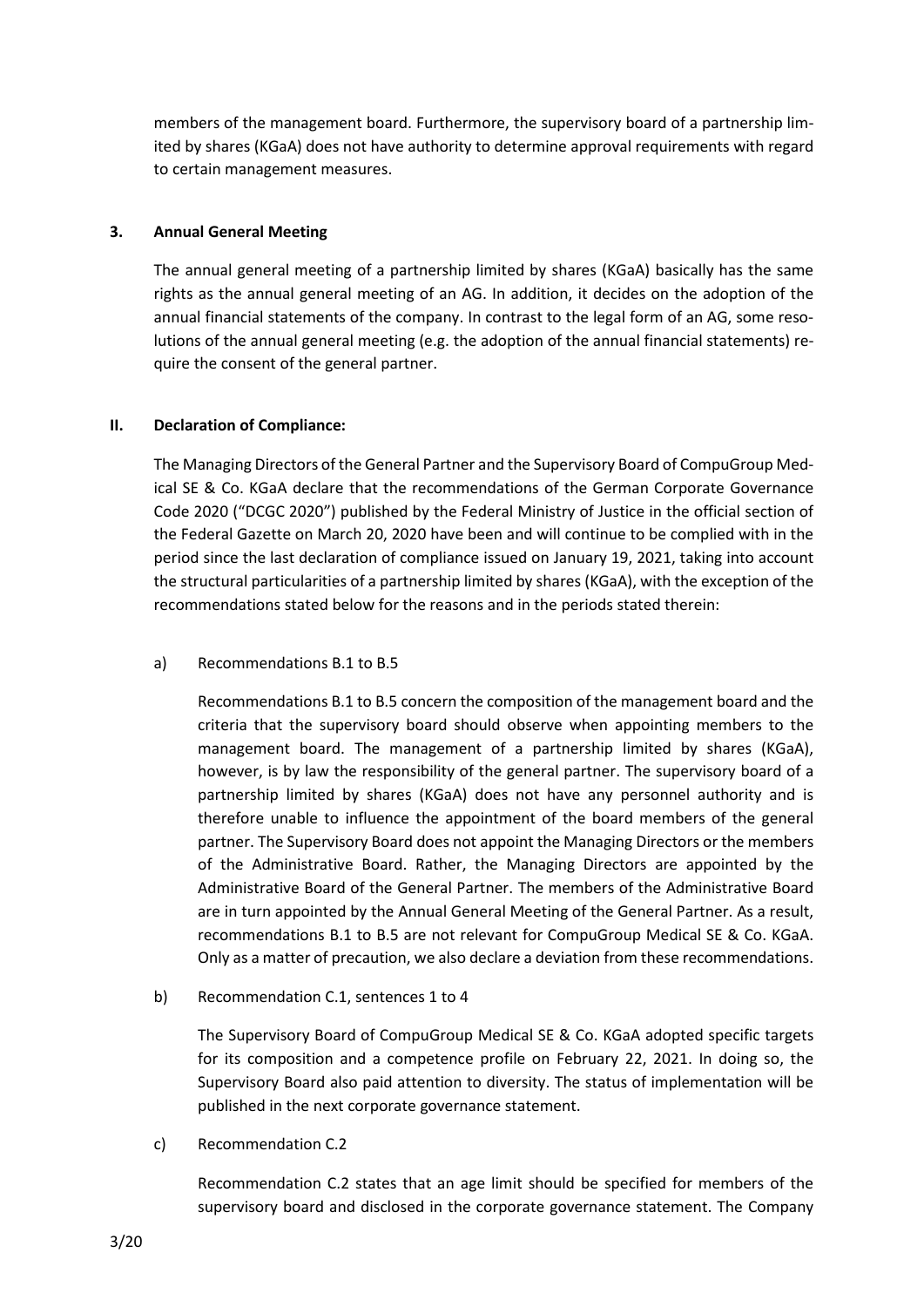members of the management board. Furthermore, the supervisory board of a partnership limited by shares (KGaA) does not have authority to determine approval requirements with regard to certain management measures.

### 3. Annual General Meeting

The annual general meeting of a partnership limited by shares (KGaA) basically has the same rights as the annual general meeting of an AG. In addition, it decides on the adoption of the annual financial statements of the company. In contrast to the legal form of an AG, some resolutions of the annual general meeting (e.g. the adoption of the annual financial statements) require the consent of the general partner.

## II. Declaration of Compliance:

The Managing Directors of the General Partner and the Supervisory Board of CompuGroup Medical SE & Co. KGaA declare that the recommendations of the German Corporate Governance Code 2020 ("DCGC 2020") published by the Federal Ministry of Justice in the official section of the Federal Gazette on March 20, 2020 have been and will continue to be complied with in the period since the last declaration of compliance issued on January 19, 2021, taking into account the structural particularities of a partnership limited by shares (KGaA), with the exception of the recommendations stated below for the reasons and in the periods stated therein:

a) Recommendations B.1 to B.5

Recommendations B.1 to B.5 concern the composition of the management board and the criteria that the supervisory board should observe when appointing members to the management board. The management of a partnership limited by shares (KGaA), however, is by law the responsibility of the general partner. The supervisory board of a partnership limited by shares (KGaA) does not have any personnel authority and is therefore unable to influence the appointment of the board members of the general partner. The Supervisory Board does not appoint the Managing Directors or the members of the Administrative Board. Rather, the Managing Directors are appointed by the Administrative Board of the General Partner. The members of the Administrative Board are in turn appointed by the Annual General Meeting of the General Partner. As a result, recommendations B.1 to B.5 are not relevant for CompuGroup Medical SE & Co. KGaA. Only as a matter of precaution, we also declare a deviation from these recommendations.

b) Recommendation C.1, sentences 1 to 4

The Supervisory Board of CompuGroup Medical SE & Co. KGaA adopted specific targets for its composition and a competence profile on February 22, 2021. In doing so, the Supervisory Board also paid attention to diversity. The status of implementation will be published in the next corporate governance statement.

c) Recommendation C.2

Recommendation C.2 states that an age limit should be specified for members of the supervisory board and disclosed in the corporate governance statement. The Company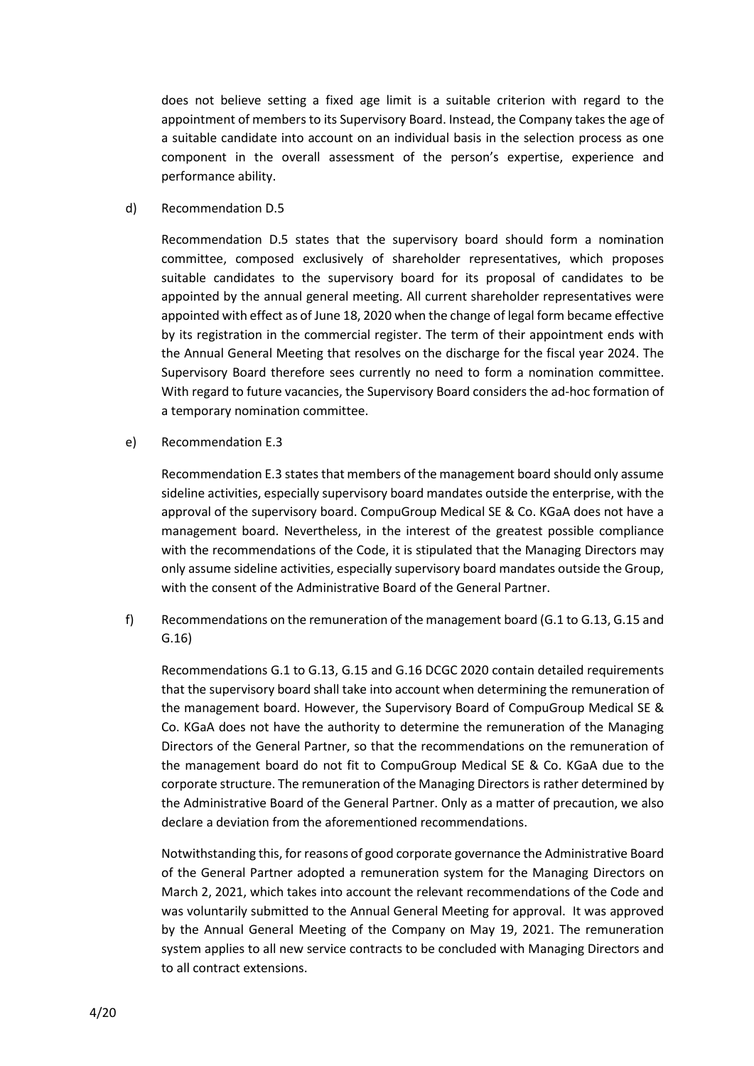does not believe setting a fixed age limit is a suitable criterion with regard to the appointment of members to its Supervisory Board. Instead, the Company takes the age of a suitable candidate into account on an individual basis in the selection process as one component in the overall assessment of the person's expertise, experience and performance ability.

d) Recommendation D.5

Recommendation D.5 states that the supervisory board should form a nomination committee, composed exclusively of shareholder representatives, which proposes suitable candidates to the supervisory board for its proposal of candidates to be appointed by the annual general meeting. All current shareholder representatives were appointed with effect as of June 18, 2020 when the change of legal form became effective by its registration in the commercial register. The term of their appointment ends with the Annual General Meeting that resolves on the discharge for the fiscal year 2024. The Supervisory Board therefore sees currently no need to form a nomination committee. With regard to future vacancies, the Supervisory Board considers the ad-hoc formation of a temporary nomination committee.

e) Recommendation E.3

Recommendation E.3 states that members of the management board should only assume sideline activities, especially supervisory board mandates outside the enterprise, with the approval of the supervisory board. CompuGroup Medical SE & Co. KGaA does not have a management board. Nevertheless, in the interest of the greatest possible compliance with the recommendations of the Code, it is stipulated that the Managing Directors may only assume sideline activities, especially supervisory board mandates outside the Group, with the consent of the Administrative Board of the General Partner.

f) Recommendations on the remuneration of the management board (G.1 to G.13, G.15 and G.16)

Recommendations G.1 to G.13, G.15 and G.16 DCGC 2020 contain detailed requirements that the supervisory board shall take into account when determining the remuneration of the management board. However, the Supervisory Board of CompuGroup Medical SE & Co. KGaA does not have the authority to determine the remuneration of the Managing Directors of the General Partner, so that the recommendations on the remuneration of the management board do not fit to CompuGroup Medical SE & Co. KGaA due to the corporate structure. The remuneration of the Managing Directors is rather determined by the Administrative Board of the General Partner. Only as a matter of precaution, we also declare a deviation from the aforementioned recommendations.

Notwithstanding this, for reasons of good corporate governance the Administrative Board of the General Partner adopted a remuneration system for the Managing Directors on March 2, 2021, which takes into account the relevant recommendations of the Code and was voluntarily submitted to the Annual General Meeting for approval. It was approved by the Annual General Meeting of the Company on May 19, 2021. The remuneration system applies to all new service contracts to be concluded with Managing Directors and to all contract extensions.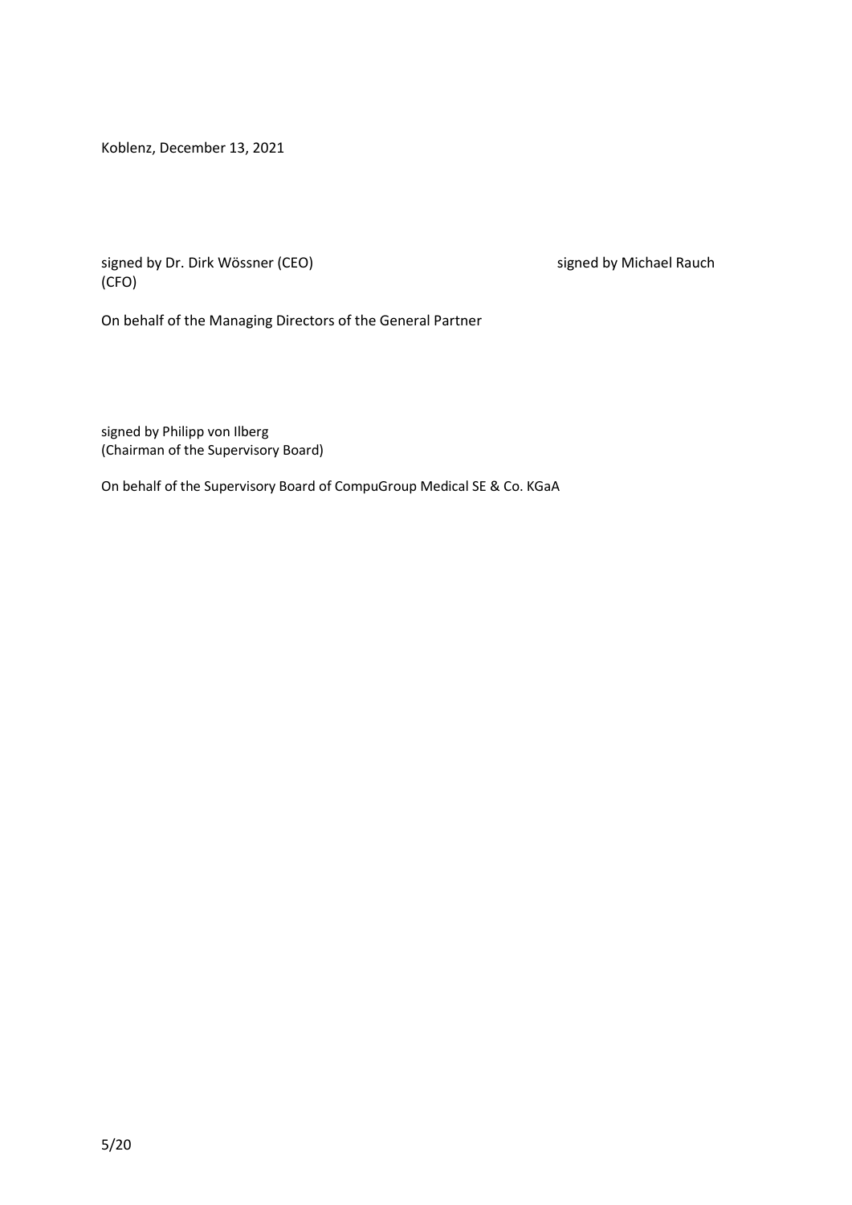Koblenz, December 13, 2021

signed by Dr. Dirk Wössner (CEO) signed by Michael Rauch (CFO)

On behalf of the Managing Directors of the General Partner

signed by Philipp von Ilberg
(Chairman of the Supervisory Board)

On behalf of the Supervisory Board of CompuGroup Medical SE & Co. KGaA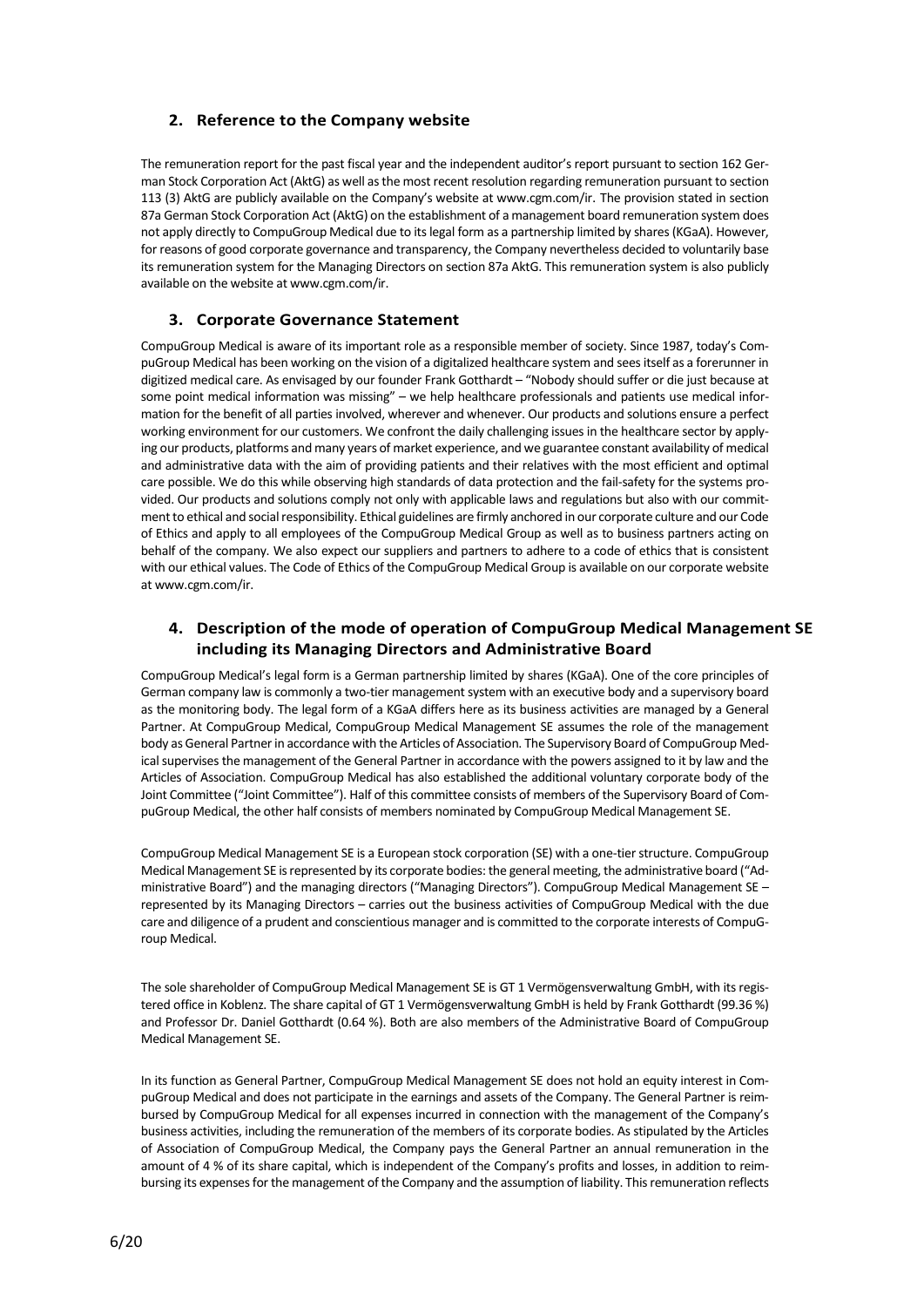## 2. Reference to the Company website

The remuneration report for the past fiscal year and the independent auditor's report pursuant to section 162 German Stock Corporation Act (AktG) as well as the most recent resolution regarding remuneration pursuant to section 113 (3) AktG are publicly available on the Company's website at www.cgm.com/ir. The provision stated in section 87a German Stock Corporation Act (AktG) on the establishment of a management board remuneration system does not apply directly to CompuGroup Medical due to its legal form as a partnership limited by shares (KGaA). However, for reasons of good corporate governance and transparency, the Company nevertheless decided to voluntarily base its remuneration system for the Managing Directors on section 87a AktG. This remuneration system is also publicly available on the website at www.cgm.com/ir.

## 3. Corporate Governance Statement

CompuGroup Medical is aware of its important role as a responsible member of society. Since 1987, today's CompuGroup Medical has been working on the vision of a digitalized healthcare system and sees itself as a forerunner in digitized medical care. As envisaged by our founder Frank Gotthardt – "Nobody should suffer or die just because at some point medical information was missing" – we help healthcare professionals and patients use medical information for the benefit of all parties involved, wherever and whenever. Our products and solutions ensure a perfect working environment for our customers. We confront the daily challenging issues in the healthcare sector by applying our products, platforms and many years of market experience, and we guarantee constant availability of medical and administrative data with the aim of providing patients and their relatives with the most efficient and optimal care possible. We do this while observing high standards of data protection and the fail-safety for the systems provided. Our products and solutions comply not only with applicable laws and regulations but also with our commitment to ethical and social responsibility. Ethical guidelines are firmly anchored in our corporate culture and our Code of Ethics and apply to all employees of the CompuGroup Medical Group as well as to business partners acting on behalf of the company. We also expect our suppliers and partners to adhere to a code of ethics that is consistent with our ethical values. The Code of Ethics of the CompuGroup Medical Group is available on our corporate website at www.cgm.com/ir.

## 4. Description of the mode of operation of CompuGroup Medical Management SE including its Managing Directors and Administrative Board

CompuGroup Medical's legal form is a German partnership limited by shares (KGaA). One of the core principles of German company law is commonly a two-tier management system with an executive body and a supervisory board as the monitoring body. The legal form of a KGaA differs here as its business activities are managed by a General Partner. At CompuGroup Medical, CompuGroup Medical Management SE assumes the role of the management body as General Partner in accordance with the Articles of Association. The Supervisory Board of CompuGroup Medical supervises the management of the General Partner in accordance with the powers assigned to it by law and the Articles of Association. CompuGroup Medical has also established the additional voluntary corporate body of the Joint Committee ("Joint Committee"). Half of this committee consists of members of the Supervisory Board of CompuGroup Medical, the other half consists of members nominated by CompuGroup Medical Management SE.

CompuGroup Medical Management SE is a European stock corporation (SE) with a one-tier structure. CompuGroup Medical Management SE is represented by its corporate bodies: the general meeting, the administrative board ("Administrative Board") and the managing directors ("Managing Directors"). CompuGroup Medical Management SE – represented by its Managing Directors – carries out the business activities of CompuGroup Medical with the due care and diligence of a prudent and conscientious manager and is committed to the corporate interests of CompuGroup Medical.

The sole shareholder of CompuGroup Medical Management SE is GT 1 Vermögensverwaltung GmbH, with its registered office in Koblenz. The share capital of GT 1 Vermögensverwaltung GmbH is held by Frank Gotthardt (99.36 %) and Professor Dr. Daniel Gotthardt (0.64 %). Both are also members of the Administrative Board of CompuGroup Medical Management SE.

In its function as General Partner, CompuGroup Medical Management SE does not hold an equity interest in CompuGroup Medical and does not participate in the earnings and assets of the Company. The General Partner is reimbursed by CompuGroup Medical for all expenses incurred in connection with the management of the Company's business activities, including the remuneration of the members of its corporate bodies. As stipulated by the Articles of Association of CompuGroup Medical, the Company pays the General Partner an annual remuneration in the amount of 4 % of its share capital, which is independent of the Company's profits and losses, in addition to reimbursing its expenses for the management of the Company and the assumption of liability. This remuneration reflects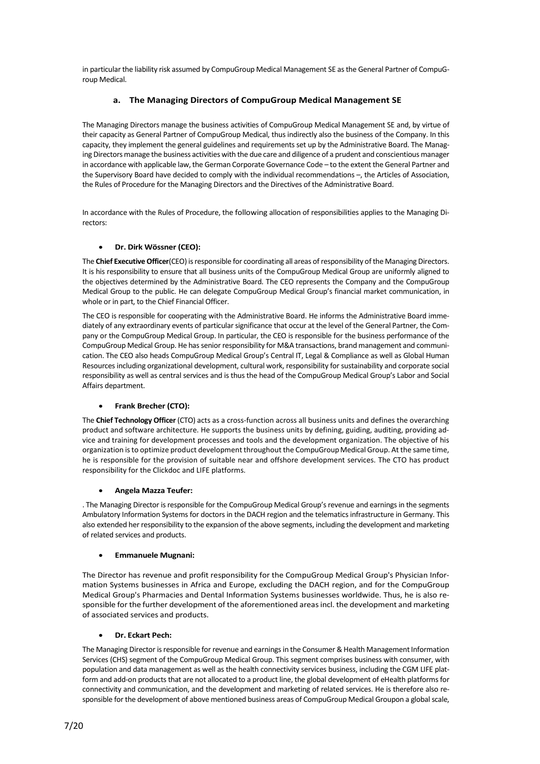in particular the liability risk assumed by CompuGroup Medical Management SE as the General Partner of CompuGroup Medical.

### a. The Managing Directors of CompuGroup Medical Management SE

The Managing Directors manage the business activities of CompuGroup Medical Management SE and, by virtue of their capacity as General Partner of CompuGroup Medical, thus indirectly also the business of the Company. In this capacity, they implement the general guidelines and requirements set up by the Administrative Board. The Managing Directors manage the business activities with the due care and diligence of a prudent and conscientious manager in accordance with applicable law, the German Corporate Governance Code – to the extent the General Partner and the Supervisory Board have decided to comply with the individual recommendations –, the Articles of Association, the Rules of Procedure for the Managing Directors and the Directives of the Administrative Board.

In accordance with the Rules of Procedure, the following allocation of responsibilities applies to the Managing Directors:

- **Dr. Dirk Wössner (CEO):**

The **Chief Executive Officer**(CEO) is responsible for coordinating all areas of responsibility of the Managing Directors. It is his responsibility to ensure that all business units of the CompuGroup Medical Group are uniformly aligned to the objectives determined by the Administrative Board. The CEO represents the Company and the CompuGroup Medical Group to the public. He can delegate CompuGroup Medical Group's financial market communication, in whole or in part, to the Chief Financial Officer.

The CEO is responsible for cooperating with the Administrative Board. He informs the Administrative Board immediately of any extraordinary events of particular significance that occur at the level of the General Partner, the Company or the CompuGroup Medical Group. In particular, the CEO is responsible for the business performance of the CompuGroup Medical Group. He has senior responsibility for M&A transactions, brand management and communication. The CEO also heads CompuGroup Medical Group's Central IT, Legal & Compliance as well as Global Human Resources including organizational development, cultural work, responsibility for sustainability and corporate social responsibility as well as central services and is thus the head of the CompuGroup Medical Group's Labor and Social Affairs department.

- **Frank Brecher (CTO):**

The **Chief Technology Officer** (CTO) acts as a cross-function across all business units and defines the overarching product and software architecture. He supports the business units by defining, guiding, auditing, providing advice and training for development processes and tools and the development organization. The objective of his organization is to optimize product development throughout the CompuGroup Medical Group. At the same time, he is responsible for the provision of suitable near and offshore development services. The CTO has product responsibility for the Clickdoc and LIFE platforms.

- **Angela Mazza Teufer:**

. The Managing Director is responsible for the CompuGroup Medical Group's revenue and earnings in the segments Ambulatory Information Systems for doctors in the DACH region and the telematics infrastructure in Germany. This also extended her responsibility to the expansion of the above segments, including the development and marketing of related services and products.

- **Emmanuele Mugnani:**

The Director has revenue and profit responsibility for the CompuGroup Medical Group's Physician Information Systems businesses in Africa and Europe, excluding the DACH region, and for the CompuGroup Medical Group's Pharmacies and Dental Information Systems businesses worldwide. Thus, he is also responsible for the further development of the aforementioned areas incl. the development and marketing of associated services and products.

- **Dr. Eckart Pech:**

The Managing Director is responsible for revenue and earnings in the Consumer & Health Management Information Services (CHS) segment of the CompuGroup Medical Group. This segment comprises business with consumer, with population and data management as well as the health connectivity services business, including the CGM LIFE platform and add-on products that are not allocated to a product line, the global development of eHealth platforms for connectivity and communication, and the development and marketing of related services. He is therefore also responsible for the development of above mentioned business areas of CompuGroup Medical Groupon a global scale,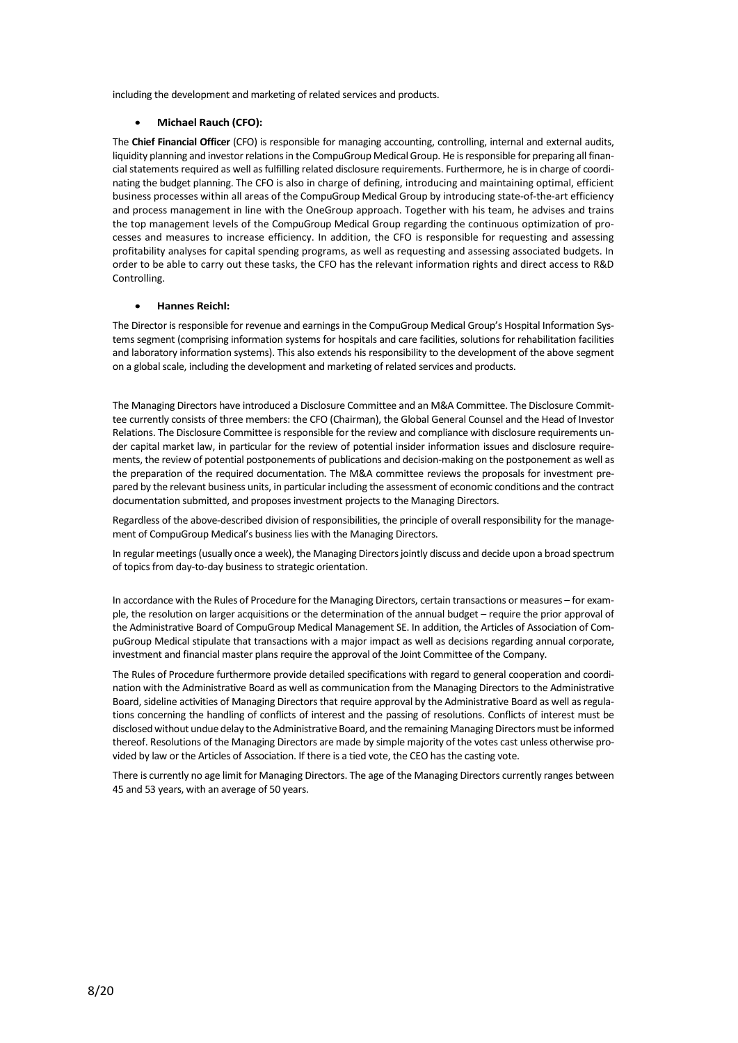including the development and marketing of related services and products.

- **Michael Rauch (CFO):**

The **Chief Financial Officer** (CFO) is responsible for managing accounting, controlling, internal and external audits, liquidity planning and investor relations in the CompuGroup Medical Group. He is responsible for preparing all financial statements required as well as fulfilling related disclosure requirements. Furthermore, he is in charge of coordinating the budget planning. The CFO is also in charge of defining, introducing and maintaining optimal, efficient business processes within all areas of the CompuGroup Medical Group by introducing state-of-the-art efficiency and process management in line with the OneGroup approach. Together with his team, he advises and trains the top management levels of the CompuGroup Medical Group regarding the continuous optimization of processes and measures to increase efficiency. In addition, the CFO is responsible for requesting and assessing profitability analyses for capital spending programs, as well as requesting and assessing associated budgets. In order to be able to carry out these tasks, the CFO has the relevant information rights and direct access to R&D Controlling.

- **Hannes Reichl:**

The Director is responsible for revenue and earnings in the CompuGroup Medical Group's Hospital Information Systems segment (comprising information systems for hospitals and care facilities, solutions for rehabilitation facilities and laboratory information systems). This also extends his responsibility to the development of the above segment on a global scale, including the development and marketing of related services and products.

The Managing Directors have introduced a Disclosure Committee and an M&A Committee. The Disclosure Committee currently consists of three members: the CFO (Chairman), the Global General Counsel and the Head of Investor Relations. The Disclosure Committee is responsible for the review and compliance with disclosure requirements under capital market law, in particular for the review of potential insider information issues and disclosure requirements, the review of potential postponements of publications and decision-making on the postponement as well as the preparation of the required documentation. The M&A committee reviews the proposals for investment prepared by the relevant business units, in particular including the assessment of economic conditions and the contract documentation submitted, and proposes investment projects to the Managing Directors.

Regardless of the above-described division of responsibilities, the principle of overall responsibility for the management of CompuGroup Medical's business lies with the Managing Directors.

In regular meetings (usually once a week), the Managing Directors jointly discuss and decide upon a broad spectrum of topics from day-to-day business to strategic orientation.

In accordance with the Rules of Procedure for the Managing Directors, certain transactions or measures – for example, the resolution on larger acquisitions or the determination of the annual budget – require the prior approval of the Administrative Board of CompuGroup Medical Management SE. In addition, the Articles of Association of CompuGroup Medical stipulate that transactions with a major impact as well as decisions regarding annual corporate, investment and financial master plans require the approval of the Joint Committee of the Company.

The Rules of Procedure furthermore provide detailed specifications with regard to general cooperation and coordination with the Administrative Board as well as communication from the Managing Directors to the Administrative Board, sideline activities of Managing Directors that require approval by the Administrative Board as well as regulations concerning the handling of conflicts of interest and the passing of resolutions. Conflicts of interest must be disclosed without undue delay to the Administrative Board, and the remaining Managing Directors must be informed thereof. Resolutions of the Managing Directors are made by simple majority of the votes cast unless otherwise provided by law or the Articles of Association. If there is a tied vote, the CEO has the casting vote.

There is currently no age limit for Managing Directors. The age of the Managing Directors currently ranges between 45 and 53 years, with an average of 50 years.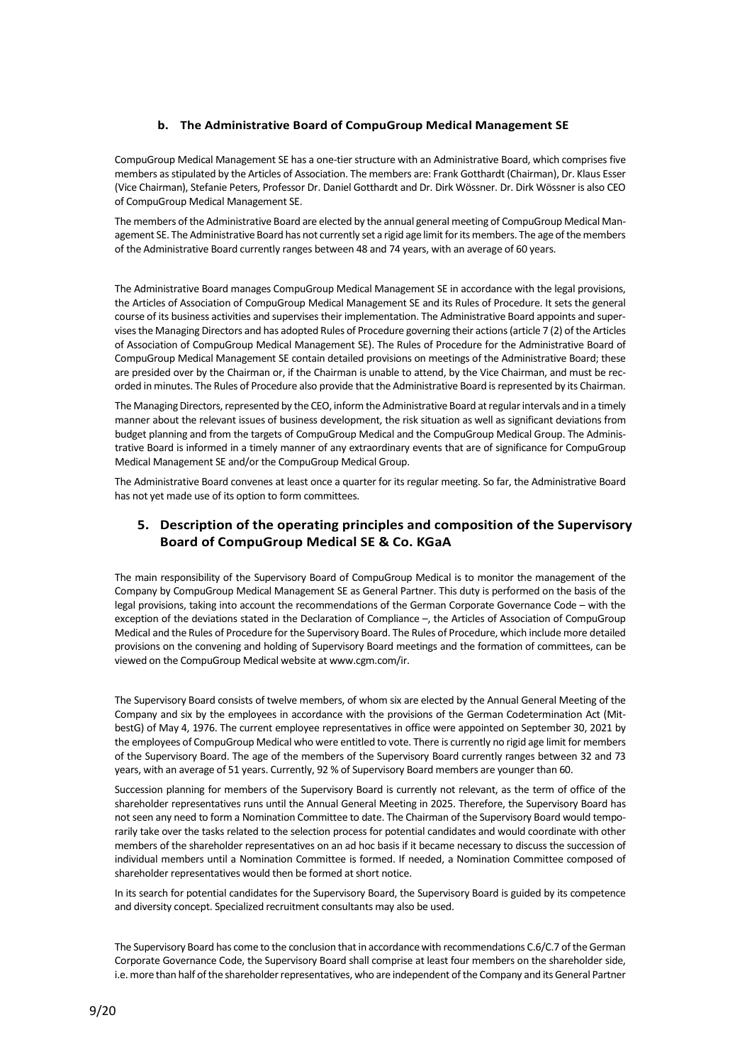### b. The Administrative Board of CompuGroup Medical Management SE

CompuGroup Medical Management SE has a one-tier structure with an Administrative Board, which comprises five members as stipulated by the Articles of Association. The members are: Frank Gotthardt (Chairman), Dr. Klaus Esser (Vice Chairman), Stefanie Peters, Professor Dr. Daniel Gotthardt and Dr. Dirk Wössner. Dr. Dirk Wössner is also CEO of CompuGroup Medical Management SE.

The members of the Administrative Board are elected by the annual general meeting of CompuGroup Medical Management SE. The Administrative Board has not currently set a rigid age limit for its members. The age of the members of the Administrative Board currently ranges between 48 and 74 years, with an average of 60 years.

The Administrative Board manages CompuGroup Medical Management SE in accordance with the legal provisions, the Articles of Association of CompuGroup Medical Management SE and its Rules of Procedure. It sets the general course of its business activities and supervises their implementation. The Administrative Board appoints and supervises the Managing Directors and has adopted Rules of Procedure governing their actions (article 7 (2) of the Articles of Association of CompuGroup Medical Management SE). The Rules of Procedure for the Administrative Board of CompuGroup Medical Management SE contain detailed provisions on meetings of the Administrative Board; these are presided over by the Chairman or, if the Chairman is unable to attend, by the Vice Chairman, and must be recorded in minutes. The Rules of Procedure also provide that the Administrative Board is represented by its Chairman.

The Managing Directors, represented by the CEO, inform the Administrative Board at regular intervals and in a timely manner about the relevant issues of business development, the risk situation as well as significant deviations from budget planning and from the targets of CompuGroup Medical and the CompuGroup Medical Group. The Administrative Board is informed in a timely manner of any extraordinary events that are of significance for CompuGroup Medical Management SE and/or the CompuGroup Medical Group.

The Administrative Board convenes at least once a quarter for its regular meeting. So far, the Administrative Board has not yet made use of its option to form committees.

## 5. Description of the operating principles and composition of the Supervisory Board of CompuGroup Medical SE & Co. KGaA

The main responsibility of the Supervisory Board of CompuGroup Medical is to monitor the management of the Company by CompuGroup Medical Management SE as General Partner. This duty is performed on the basis of the legal provisions, taking into account the recommendations of the German Corporate Governance Code – with the exception of the deviations stated in the Declaration of Compliance –, the Articles of Association of CompuGroup Medical and the Rules of Procedure for the Supervisory Board. The Rules of Procedure, which include more detailed provisions on the convening and holding of Supervisory Board meetings and the formation of committees, can be viewed on the CompuGroup Medical website at www.cgm.com/ir.

The Supervisory Board consists of twelve members, of whom six are elected by the Annual General Meeting of the Company and six by the employees in accordance with the provisions of the German Codetermination Act (MitbestG) of May 4, 1976. The current employee representatives in office were appointed on September 30, 2021 by the employees of CompuGroup Medical who were entitled to vote. There is currently no rigid age limit for members of the Supervisory Board. The age of the members of the Supervisory Board currently ranges between 32 and 73 years, with an average of 51 years. Currently, 92 % of Supervisory Board members are younger than 60.

Succession planning for members of the Supervisory Board is currently not relevant, as the term of office of the shareholder representatives runs until the Annual General Meeting in 2025. Therefore, the Supervisory Board has not seen any need to form a Nomination Committee to date. The Chairman of the Supervisory Board would temporarily take over the tasks related to the selection process for potential candidates and would coordinate with other members of the shareholder representatives on an ad hoc basis if it became necessary to discuss the succession of individual members until a Nomination Committee is formed. If needed, a Nomination Committee composed of shareholder representatives would then be formed at short notice.

In its search for potential candidates for the Supervisory Board, the Supervisory Board is guided by its competence and diversity concept. Specialized recruitment consultants may also be used.

The Supervisory Board has come to the conclusion that in accordance with recommendations C.6/C.7 of the German Corporate Governance Code, the Supervisory Board shall comprise at least four members on the shareholder side, i.e. more than half of the shareholder representatives, who are independent of the Company and its General Partner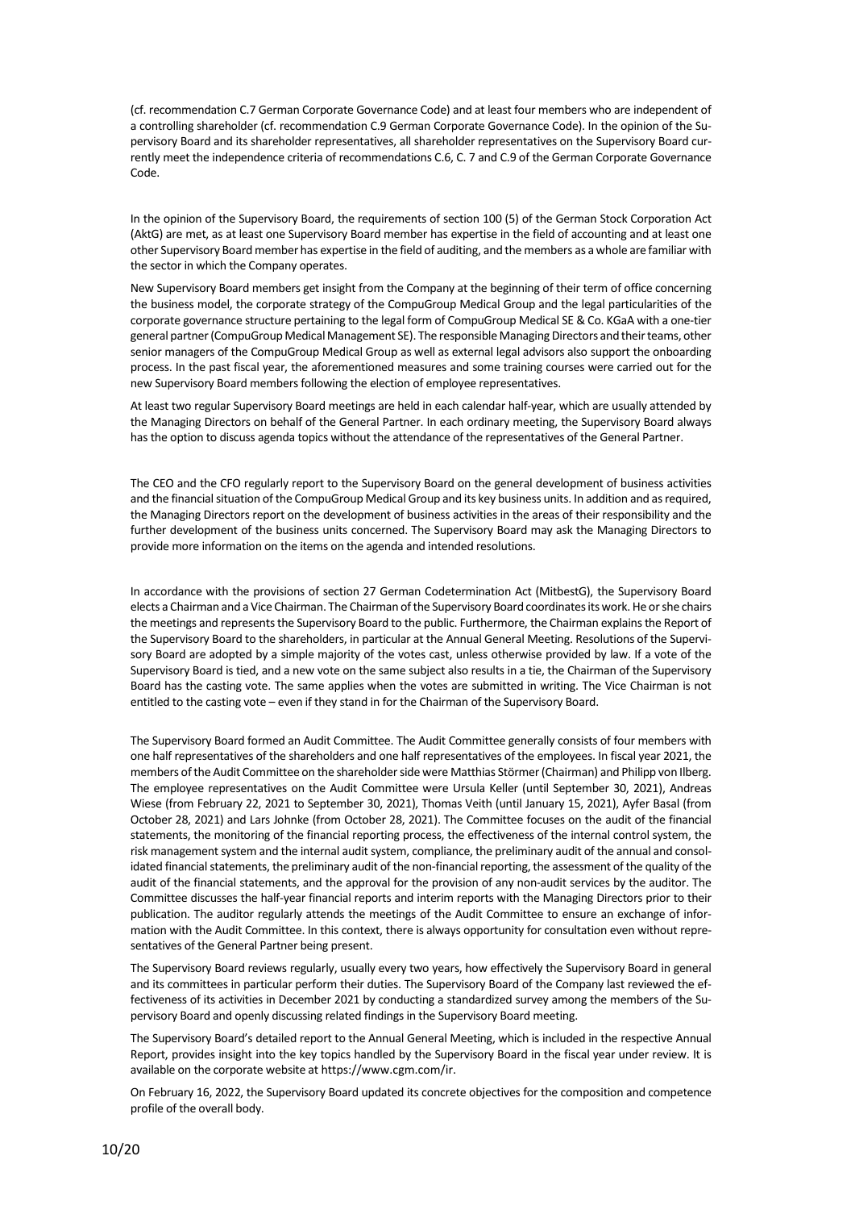(cf. recommendation C.7 German Corporate Governance Code) and at least four members who are independent of a controlling shareholder (cf. recommendation C.9 German Corporate Governance Code). In the opinion of the Supervisory Board and its shareholder representatives, all shareholder representatives on the Supervisory Board currently meet the independence criteria of recommendations C.6, C. 7 and C.9 of the German Corporate Governance Code.

In the opinion of the Supervisory Board, the requirements of section 100 (5) of the German Stock Corporation Act (AktG) are met, as at least one Supervisory Board member has expertise in the field of accounting and at least one other Supervisory Board member has expertise in the field of auditing, and the members as a whole are familiar with the sector in which the Company operates.

New Supervisory Board members get insight from the Company at the beginning of their term of office concerning the business model, the corporate strategy of the CompuGroup Medical Group and the legal particularities of the corporate governance structure pertaining to the legal form of CompuGroup Medical SE & Co. KGaA with a one-tier general partner (CompuGroup Medical Management SE). The responsible Managing Directors and their teams, other senior managers of the CompuGroup Medical Group as well as external legal advisors also support the onboarding process. In the past fiscal year, the aforementioned measures and some training courses were carried out for the new Supervisory Board members following the election of employee representatives.

At least two regular Supervisory Board meetings are held in each calendar half-year, which are usually attended by the Managing Directors on behalf of the General Partner. In each ordinary meeting, the Supervisory Board always has the option to discuss agenda topics without the attendance of the representatives of the General Partner.

The CEO and the CFO regularly report to the Supervisory Board on the general development of business activities and the financial situation of the CompuGroup Medical Group and its key business units. In addition and as required, the Managing Directors report on the development of business activities in the areas of their responsibility and the further development of the business units concerned. The Supervisory Board may ask the Managing Directors to provide more information on the items on the agenda and intended resolutions.

In accordance with the provisions of section 27 German Codetermination Act (MitbestG), the Supervisory Board elects a Chairman and a Vice Chairman. The Chairman of the Supervisory Board coordinates its work. He or she chairs the meetings and represents the Supervisory Board to the public. Furthermore, the Chairman explains the Report of the Supervisory Board to the shareholders, in particular at the Annual General Meeting. Resolutions of the Supervisory Board are adopted by a simple majority of the votes cast, unless otherwise provided by law. If a vote of the Supervisory Board is tied, and a new vote on the same subject also results in a tie, the Chairman of the Supervisory Board has the casting vote. The same applies when the votes are submitted in writing. The Vice Chairman is not entitled to the casting vote – even if they stand in for the Chairman of the Supervisory Board.

The Supervisory Board formed an Audit Committee. The Audit Committee generally consists of four members with one half representatives of the shareholders and one half representatives of the employees. In fiscal year 2021, the members of the Audit Committee on the shareholder side were Matthias Störmer (Chairman) and Philipp von Ilberg. The employee representatives on the Audit Committee were Ursula Keller (until September 30, 2021), Andreas Wiese (from February 22, 2021 to September 30, 2021), Thomas Veith (until January 15, 2021), Ayfer Basal (from October 28, 2021) and Lars Johnke (from October 28, 2021). The Committee focuses on the audit of the financial statements, the monitoring of the financial reporting process, the effectiveness of the internal control system, the risk management system and the internal audit system, compliance, the preliminary audit of the annual and consolidated financial statements, the preliminary audit of the non-financial reporting, the assessment of the quality of the audit of the financial statements, and the approval for the provision of any non-audit services by the auditor. The Committee discusses the half-year financial reports and interim reports with the Managing Directors prior to their publication. The auditor regularly attends the meetings of the Audit Committee to ensure an exchange of information with the Audit Committee. In this context, there is always opportunity for consultation even without representatives of the General Partner being present.

The Supervisory Board reviews regularly, usually every two years, how effectively the Supervisory Board in general and its committees in particular perform their duties. The Supervisory Board of the Company last reviewed the effectiveness of its activities in December 2021 by conducting a standardized survey among the members of the Supervisory Board and openly discussing related findings in the Supervisory Board meeting.

The Supervisory Board's detailed report to the Annual General Meeting, which is included in the respective Annual Report, provides insight into the key topics handled by the Supervisory Board in the fiscal year under review. It is available on the corporate website at https://www.cgm.com/ir.

On February 16, 2022, the Supervisory Board updated its concrete objectives for the composition and competence profile of the overall body.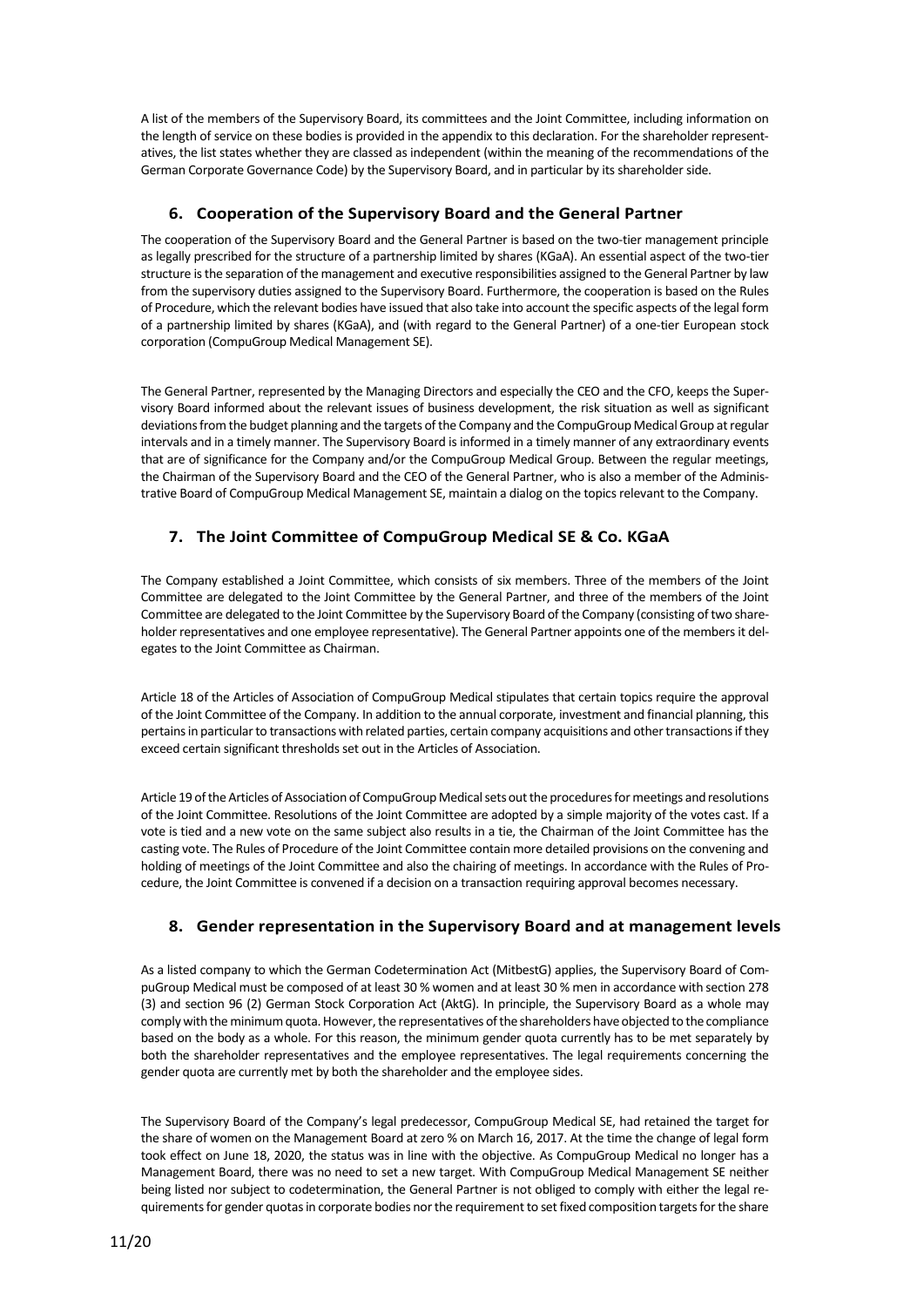A list of the members of the Supervisory Board, its committees and the Joint Committee, including information on the length of service on these bodies is provided in the appendix to this declaration. For the shareholder representatives, the list states whether they are classed as independent (within the meaning of the recommendations of the German Corporate Governance Code) by the Supervisory Board, and in particular by its shareholder side.

## 6. Cooperation of the Supervisory Board and the General Partner

The cooperation of the Supervisory Board and the General Partner is based on the two-tier management principle as legally prescribed for the structure of a partnership limited by shares (KGaA). An essential aspect of the two-tier structure is the separation of the management and executive responsibilities assigned to the General Partner by law from the supervisory duties assigned to the Supervisory Board. Furthermore, the cooperation is based on the Rules of Procedure, which the relevant bodies have issued that also take into account the specific aspects of the legal form of a partnership limited by shares (KGaA), and (with regard to the General Partner) of a one-tier European stock corporation (CompuGroup Medical Management SE).

The General Partner, represented by the Managing Directors and especially the CEO and the CFO, keeps the Supervisory Board informed about the relevant issues of business development, the risk situation as well as significant deviations from the budget planning and the targets of the Company and the CompuGroup Medical Group at regular intervals and in a timely manner. The Supervisory Board is informed in a timely manner of any extraordinary events that are of significance for the Company and/or the CompuGroup Medical Group. Between the regular meetings, the Chairman of the Supervisory Board and the CEO of the General Partner, who is also a member of the Administrative Board of CompuGroup Medical Management SE, maintain a dialog on the topics relevant to the Company.

## 7. The Joint Committee of CompuGroup Medical SE & Co. KGaA

The Company established a Joint Committee, which consists of six members. Three of the members of the Joint Committee are delegated to the Joint Committee by the General Partner, and three of the members of the Joint Committee are delegated to the Joint Committee by the Supervisory Board of the Company (consisting of two shareholder representatives and one employee representative). The General Partner appoints one of the members it delegates to the Joint Committee as Chairman.

Article 18 of the Articles of Association of CompuGroup Medical stipulates that certain topics require the approval of the Joint Committee of the Company. In addition to the annual corporate, investment and financial planning, this pertains in particular to transactions with related parties, certain company acquisitions and other transactions if they exceed certain significant thresholds set out in the Articles of Association.

Article 19 of the Articles of Association of CompuGroup Medical sets out the procedures for meetings and resolutions of the Joint Committee. Resolutions of the Joint Committee are adopted by a simple majority of the votes cast. If a vote is tied and a new vote on the same subject also results in a tie, the Chairman of the Joint Committee has the casting vote. The Rules of Procedure of the Joint Committee contain more detailed provisions on the convening and holding of meetings of the Joint Committee and also the chairing of meetings. In accordance with the Rules of Procedure, the Joint Committee is convened if a decision on a transaction requiring approval becomes necessary.

## 8. Gender representation in the Supervisory Board and at management levels

As a listed company to which the German Codetermination Act (MitbestG) applies, the Supervisory Board of CompuGroup Medical must be composed of at least 30 % women and at least 30 % men in accordance with section 278 (3) and section 96 (2) German Stock Corporation Act (AktG). In principle, the Supervisory Board as a whole may comply with the minimum quota. However, the representatives of the shareholders have objected to the compliance based on the body as a whole. For this reason, the minimum gender quota currently has to be met separately by both the shareholder representatives and the employee representatives. The legal requirements concerning the gender quota are currently met by both the shareholder and the employee sides.

The Supervisory Board of the Company's legal predecessor, CompuGroup Medical SE, had retained the target for the share of women on the Management Board at zero % on March 16, 2017. At the time the change of legal form took effect on June 18, 2020, the status was in line with the objective. As CompuGroup Medical no longer has a Management Board, there was no need to set a new target. With CompuGroup Medical Management SE neither being listed nor subject to codetermination, the General Partner is not obliged to comply with either the legal requirements for gender quotas in corporate bodies nor the requirement to set fixed composition targets for the share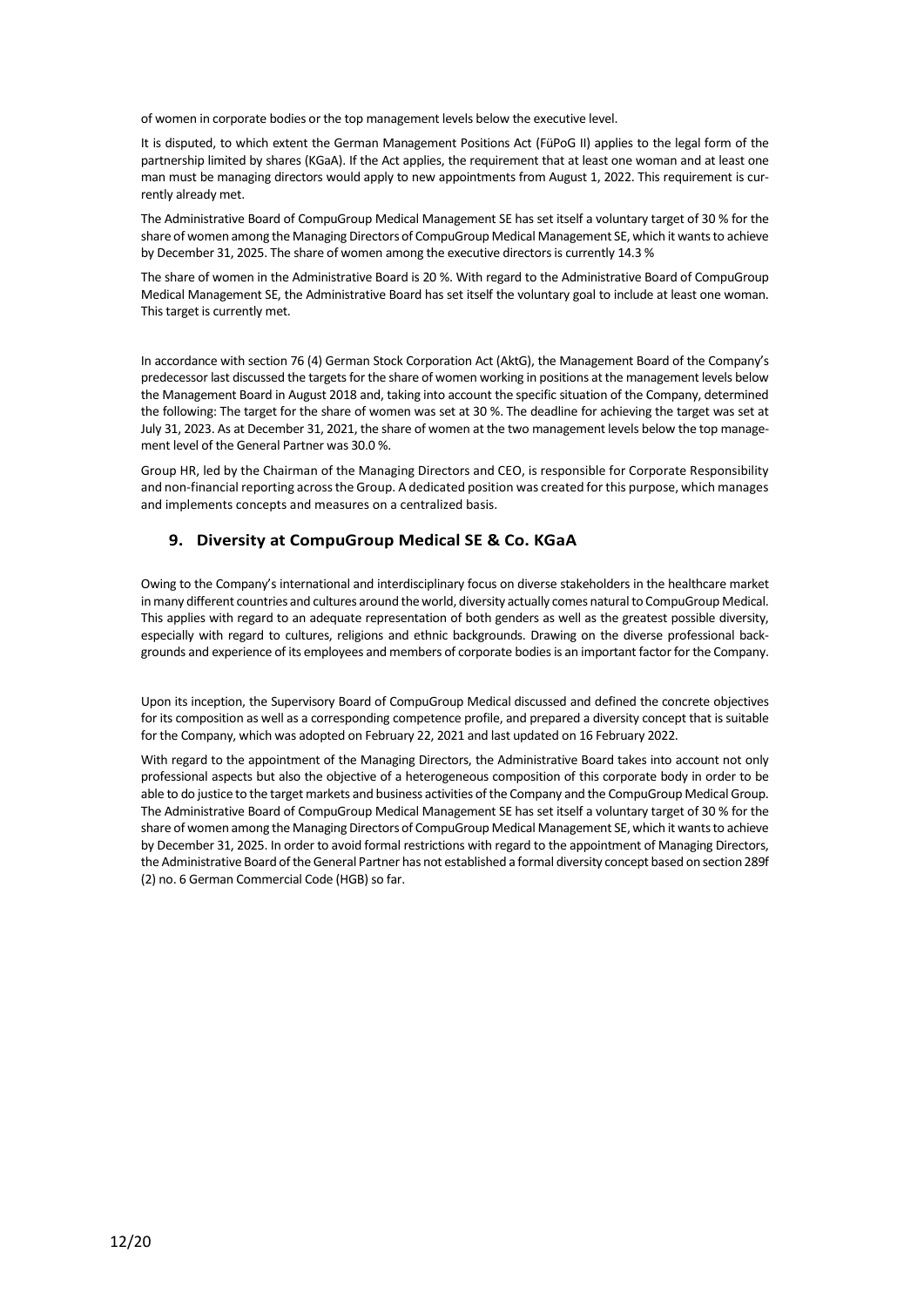of women in corporate bodies or the top management levels below the executive level.

It is disputed, to which extent the German Management Positions Act (FüPoG II) applies to the legal form of the partnership limited by shares (KGaA). If the Act applies, the requirement that at least one woman and at least one man must be managing directors would apply to new appointments from August 1, 2022. This requirement is currently already met.

The Administrative Board of CompuGroup Medical Management SE has set itself a voluntary target of 30 % for the share of women among the Managing Directors of CompuGroup Medical Management SE, which it wants to achieve by December 31, 2025. The share of women among the executive directors is currently 14.3 %

The share of women in the Administrative Board is 20 %. With regard to the Administrative Board of CompuGroup Medical Management SE, the Administrative Board has set itself the voluntary goal to include at least one woman. This target is currently met.

In accordance with section 76 (4) German Stock Corporation Act (AktG), the Management Board of the Company's predecessor last discussed the targets for the share of women working in positions at the management levels below the Management Board in August 2018 and, taking into account the specific situation of the Company, determined the following: The target for the share of women was set at 30 %. The deadline for achieving the target was set at July 31, 2023. As at December 31, 2021, the share of women at the two management levels below the top management level of the General Partner was 30.0 %.

Group HR, led by the Chairman of the Managing Directors and CEO, is responsible for Corporate Responsibility and non-financial reporting across the Group. A dedicated position was created for this purpose, which manages and implements concepts and measures on a centralized basis.

## 9. Diversity at CompuGroup Medical SE & Co. KGaA

Owing to the Company's international and interdisciplinary focus on diverse stakeholders in the healthcare market in many different countries and cultures around the world, diversity actually comes natural to CompuGroup Medical. This applies with regard to an adequate representation of both genders as well as the greatest possible diversity, especially with regard to cultures, religions and ethnic backgrounds. Drawing on the diverse professional backgrounds and experience of its employees and members of corporate bodies is an important factor for the Company.

Upon its inception, the Supervisory Board of CompuGroup Medical discussed and defined the concrete objectives for its composition as well as a corresponding competence profile, and prepared a diversity concept that is suitable for the Company, which was adopted on February 22, 2021 and last updated on 16 February 2022.

With regard to the appointment of the Managing Directors, the Administrative Board takes into account not only professional aspects but also the objective of a heterogeneous composition of this corporate body in order to be able to do justice to the target markets and business activities of the Company and the CompuGroup Medical Group. The Administrative Board of CompuGroup Medical Management SE has set itself a voluntary target of 30 % for the share of women among the Managing Directors of CompuGroup Medical Management SE, which it wants to achieve by December 31, 2025. In order to avoid formal restrictions with regard to the appointment of Managing Directors, the Administrative Board of the General Partner has not established a formal diversity concept based on section 289f (2) no. 6 German Commercial Code (HGB) so far.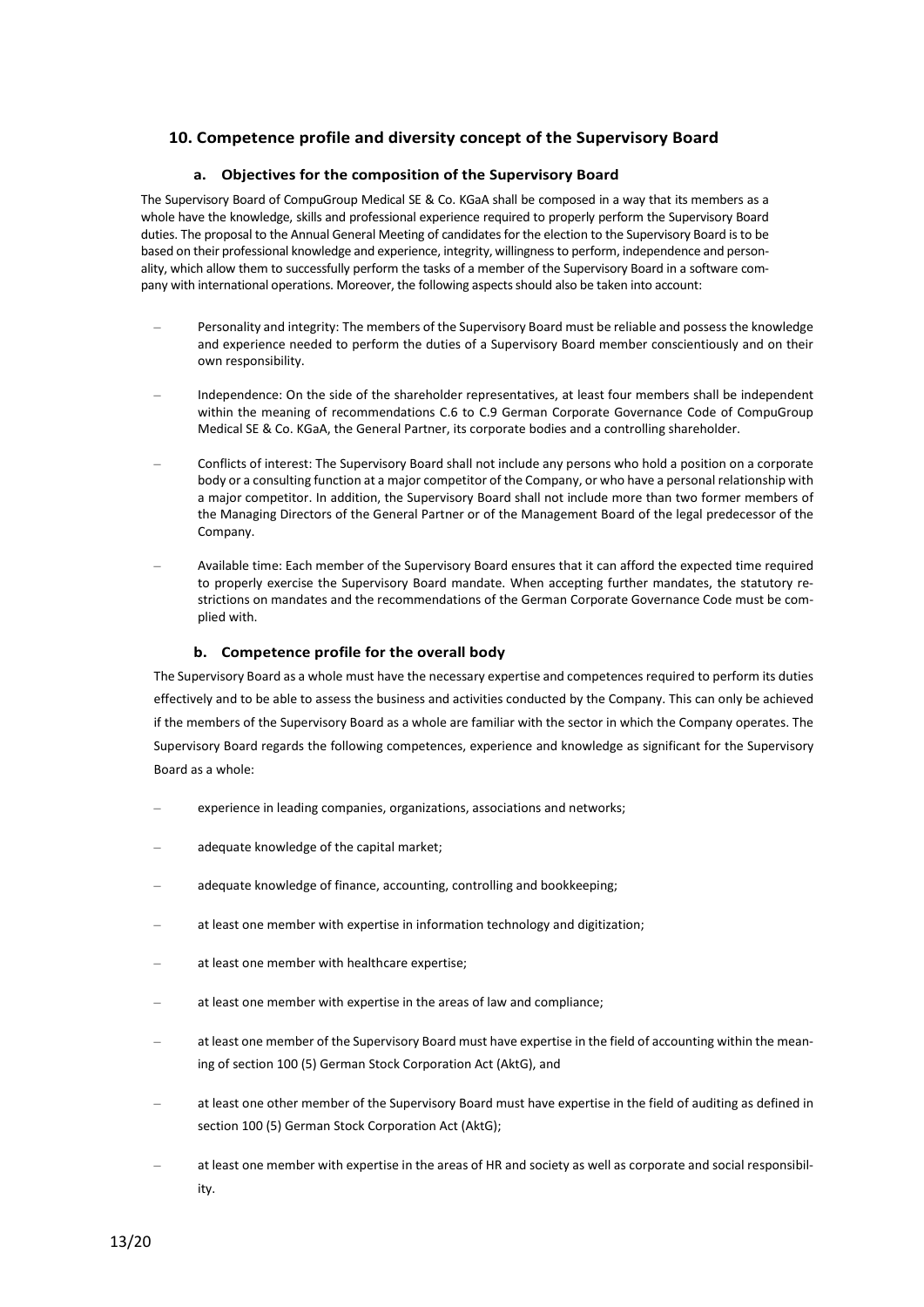## 10. Competence profile and diversity concept of the Supervisory Board

### a. Objectives for the composition of the Supervisory Board

The Supervisory Board of CompuGroup Medical SE & Co. KGaA shall be composed in a way that its members as a whole have the knowledge, skills and professional experience required to properly perform the Supervisory Board duties. The proposal to the Annual General Meeting of candidates for the election to the Supervisory Board is to be based on their professional knowledge and experience, integrity, willingness to perform, independence and personality, which allow them to successfully perform the tasks of a member of the Supervisory Board in a software company with international operations. Moreover, the following aspects should also be taken into account:

- Personality and integrity: The members of the Supervisory Board must be reliable and possess the knowledge and experience needed to perform the duties of a Supervisory Board member conscientiously and on their own responsibility.
- Independence: On the side of the shareholder representatives, at least four members shall be independent within the meaning of recommendations C.6 to C.9 German Corporate Governance Code of CompuGroup Medical SE & Co. KGaA, the General Partner, its corporate bodies and a controlling shareholder.
- Conflicts of interest: The Supervisory Board shall not include any persons who hold a position on a corporate body or a consulting function at a major competitor of the Company, or who have a personal relationship with a major competitor. In addition, the Supervisory Board shall not include more than two former members of the Managing Directors of the General Partner or of the Management Board of the legal predecessor of the Company.
- Available time: Each member of the Supervisory Board ensures that it can afford the expected time required to properly exercise the Supervisory Board mandate. When accepting further mandates, the statutory restrictions on mandates and the recommendations of the German Corporate Governance Code must be complied with.

### b. Competence profile for the overall body

The Supervisory Board as a whole must have the necessary expertise and competences required to perform its duties effectively and to be able to assess the business and activities conducted by the Company. This can only be achieved if the members of the Supervisory Board as a whole are familiar with the sector in which the Company operates. The Supervisory Board regards the following competences, experience and knowledge as significant for the Supervisory Board as a whole:

- experience in leading companies, organizations, associations and networks;
- adequate knowledge of the capital market;
- adequate knowledge of finance, accounting, controlling and bookkeeping;
- at least one member with expertise in information technology and digitization;
- at least one member with healthcare expertise;
- at least one member with expertise in the areas of law and compliance;
- at least one member of the Supervisory Board must have expertise in the field of accounting within the meaning of section 100 (5) German Stock Corporation Act (AktG), and
- at least one other member of the Supervisory Board must have expertise in the field of auditing as defined in section 100 (5) German Stock Corporation Act (AktG);
- at least one member with expertise in the areas of HR and society as well as corporate and social responsibility.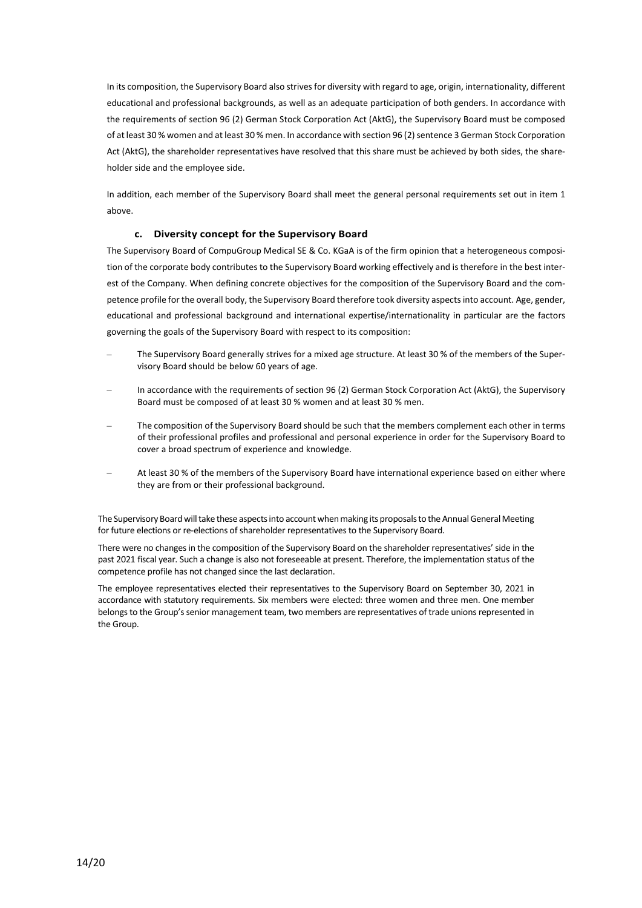In its composition, the Supervisory Board also strives for diversity with regard to age, origin, internationality, different educational and professional backgrounds, as well as an adequate participation of both genders. In accordance with the requirements of section 96 (2) German Stock Corporation Act (AktG), the Supervisory Board must be composed of at least 30 % women and at least 30 % men. In accordance with section 96 (2) sentence 3 German Stock Corporation Act (AktG), the shareholder representatives have resolved that this share must be achieved by both sides, the shareholder side and the employee side.

In addition, each member of the Supervisory Board shall meet the general personal requirements set out in item 1 above.

### c. Diversity concept for the Supervisory Board

The Supervisory Board of CompuGroup Medical SE & Co. KGaA is of the firm opinion that a heterogeneous composition of the corporate body contributes to the Supervisory Board working effectively and is therefore in the best interest of the Company. When defining concrete objectives for the composition of the Supervisory Board and the competence profile for the overall body, the Supervisory Board therefore took diversity aspects into account. Age, gender, educational and professional background and international expertise/internationality in particular are the factors governing the goals of the Supervisory Board with respect to its composition:

- The Supervisory Board generally strives for a mixed age structure. At least 30 % of the members of the Supervisory Board should be below 60 years of age.
- In accordance with the requirements of section 96 (2) German Stock Corporation Act (AktG), the Supervisory Board must be composed of at least 30 % women and at least 30 % men.
- The composition of the Supervisory Board should be such that the members complement each other in terms of their professional profiles and professional and personal experience in order for the Supervisory Board to cover a broad spectrum of experience and knowledge.
- At least 30 % of the members of the Supervisory Board have international experience based on either where they are from or their professional background.

The Supervisory Board will take these aspects into account when making its proposals to the Annual General Meeting for future elections or re-elections of shareholder representatives to the Supervisory Board.

There were no changes in the composition of the Supervisory Board on the shareholder representatives' side in the past 2021 fiscal year. Such a change is also not foreseeable at present. Therefore, the implementation status of the competence profile has not changed since the last declaration.

The employee representatives elected their representatives to the Supervisory Board on September 30, 2021 in accordance with statutory requirements. Six members were elected: three women and three men. One member belongs to the Group's senior management team, two members are representatives of trade unions represented in the Group.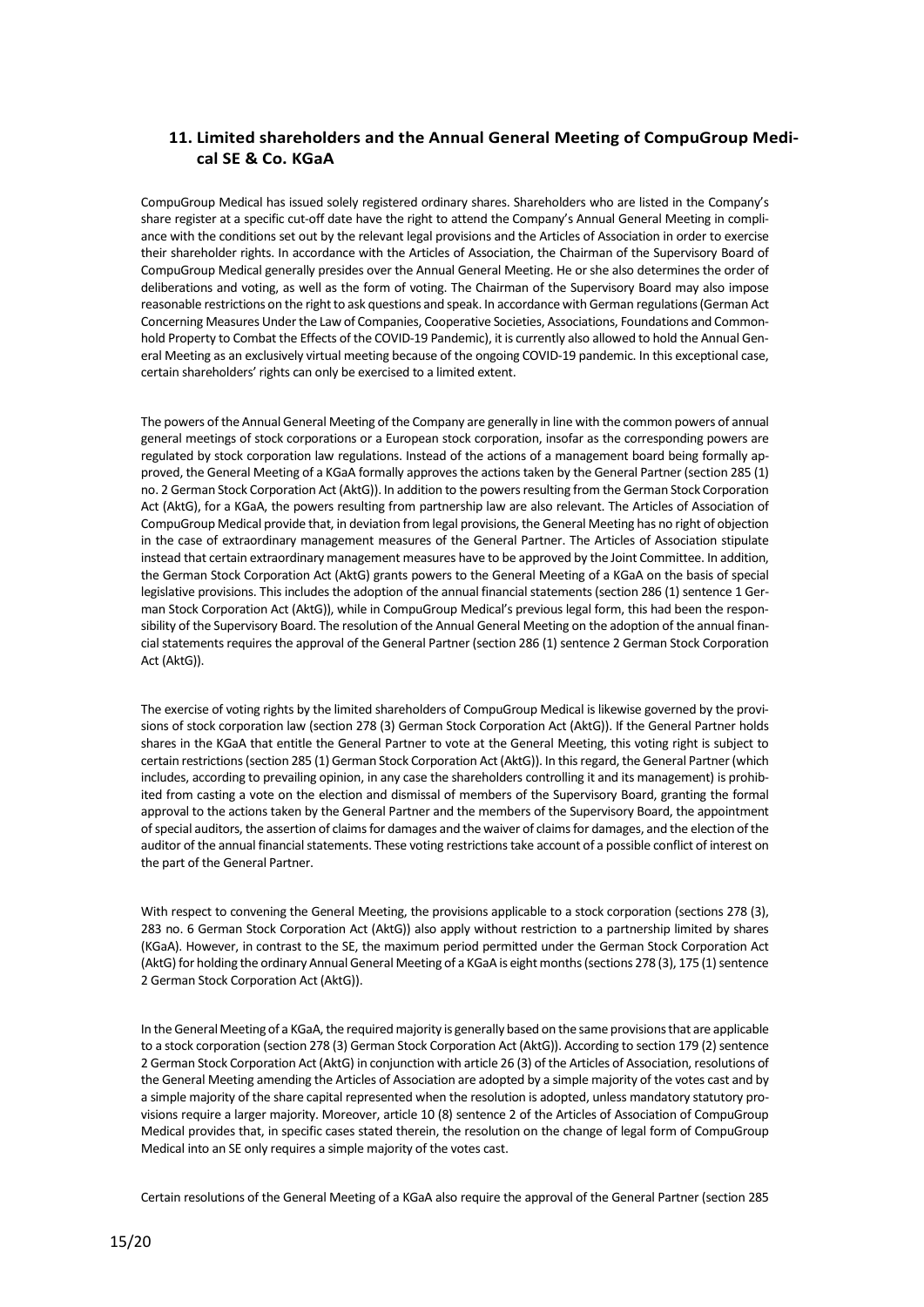## 11. Limited shareholders and the Annual General Meeting of CompuGroup Medical SE & Co. KGaA

CompuGroup Medical has issued solely registered ordinary shares. Shareholders who are listed in the Company's share register at a specific cut-off date have the right to attend the Company's Annual General Meeting in compliance with the conditions set out by the relevant legal provisions and the Articles of Association in order to exercise their shareholder rights. In accordance with the Articles of Association, the Chairman of the Supervisory Board of CompuGroup Medical generally presides over the Annual General Meeting. He or she also determines the order of deliberations and voting, as well as the form of voting. The Chairman of the Supervisory Board may also impose reasonable restrictions on the right to ask questions and speak. In accordance with German regulations (German Act Concerning Measures Under the Law of Companies, Cooperative Societies, Associations, Foundations and Commonhold Property to Combat the Effects of the COVID-19 Pandemic), it is currently also allowed to hold the Annual General Meeting as an exclusively virtual meeting because of the ongoing COVID-19 pandemic. In this exceptional case, certain shareholders' rights can only be exercised to a limited extent.

The powers of the Annual General Meeting of the Company are generally in line with the common powers of annual general meetings of stock corporations or a European stock corporation, insofar as the corresponding powers are regulated by stock corporation law regulations. Instead of the actions of a management board being formally approved, the General Meeting of a KGaA formally approves the actions taken by the General Partner (section 285 (1) no. 2 German Stock Corporation Act (AktG)). In addition to the powers resulting from the German Stock Corporation Act (AktG), for a KGaA, the powers resulting from partnership law are also relevant. The Articles of Association of CompuGroup Medical provide that, in deviation from legal provisions, the General Meeting has no right of objection in the case of extraordinary management measures of the General Partner. The Articles of Association stipulate instead that certain extraordinary management measures have to be approved by the Joint Committee. In addition, the German Stock Corporation Act (AktG) grants powers to the General Meeting of a KGaA on the basis of special legislative provisions. This includes the adoption of the annual financial statements (section 286 (1) sentence 1 German Stock Corporation Act (AktG)), while in CompuGroup Medical's previous legal form, this had been the responsibility of the Supervisory Board. The resolution of the Annual General Meeting on the adoption of the annual financial statements requires the approval of the General Partner (section 286 (1) sentence 2 German Stock Corporation Act (AktG)).

The exercise of voting rights by the limited shareholders of CompuGroup Medical is likewise governed by the provisions of stock corporation law (section 278 (3) German Stock Corporation Act (AktG)). If the General Partner holds shares in the KGaA that entitle the General Partner to vote at the General Meeting, this voting right is subject to certain restrictions (section 285 (1) German Stock Corporation Act (AktG)). In this regard, the General Partner (which includes, according to prevailing opinion, in any case the shareholders controlling it and its management) is prohibited from casting a vote on the election and dismissal of members of the Supervisory Board, granting the formal approval to the actions taken by the General Partner and the members of the Supervisory Board, the appointment of special auditors, the assertion of claims for damages and the waiver of claims for damages, and the election of the auditor of the annual financial statements. These voting restrictions take account of a possible conflict of interest on the part of the General Partner.

With respect to convening the General Meeting, the provisions applicable to a stock corporation (sections 278 (3), 283 no. 6 German Stock Corporation Act (AktG)) also apply without restriction to a partnership limited by shares (KGaA). However, in contrast to the SE, the maximum period permitted under the German Stock Corporation Act (AktG) for holding the ordinary Annual General Meeting of a KGaA is eight months (sections 278 (3), 175 (1) sentence 2 German Stock Corporation Act (AktG)).

In the General Meeting of a KGaA, the required majority is generally based on the same provisions that are applicable to a stock corporation (section 278 (3) German Stock Corporation Act (AktG)). According to section 179 (2) sentence 2 German Stock Corporation Act (AktG) in conjunction with article 26 (3) of the Articles of Association, resolutions of the General Meeting amending the Articles of Association are adopted by a simple majority of the votes cast and by a simple majority of the share capital represented when the resolution is adopted, unless mandatory statutory provisions require a larger majority. Moreover, article 10 (8) sentence 2 of the Articles of Association of CompuGroup Medical provides that, in specific cases stated therein, the resolution on the change of legal form of CompuGroup Medical into an SE only requires a simple majority of the votes cast.

Certain resolutions of the General Meeting of a KGaA also require the approval of the General Partner (section 285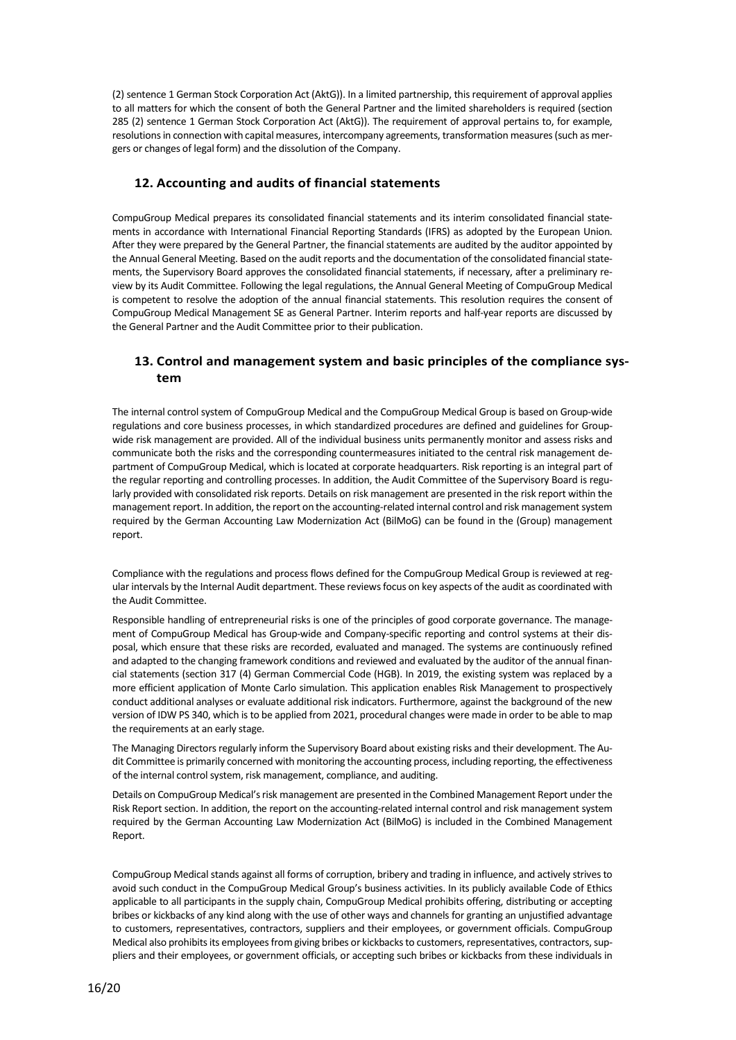(2) sentence 1 German Stock Corporation Act (AktG)). In a limited partnership, this requirement of approval applies to all matters for which the consent of both the General Partner and the limited shareholders is required (section 285 (2) sentence 1 German Stock Corporation Act (AktG)). The requirement of approval pertains to, for example, resolutions in connection with capital measures, intercompany agreements, transformation measures (such as mergers or changes of legal form) and the dissolution of the Company.

## 12. Accounting and audits of financial statements

CompuGroup Medical prepares its consolidated financial statements and its interim consolidated financial statements in accordance with International Financial Reporting Standards (IFRS) as adopted by the European Union. After they were prepared by the General Partner, the financial statements are audited by the auditor appointed by the Annual General Meeting. Based on the audit reports and the documentation of the consolidated financial statements, the Supervisory Board approves the consolidated financial statements, if necessary, after a preliminary review by its Audit Committee. Following the legal regulations, the Annual General Meeting of CompuGroup Medical is competent to resolve the adoption of the annual financial statements. This resolution requires the consent of CompuGroup Medical Management SE as General Partner. Interim reports and half-year reports are discussed by the General Partner and the Audit Committee prior to their publication.

## 13. Control and management system and basic principles of the compliance system

The internal control system of CompuGroup Medical and the CompuGroup Medical Group is based on Group-wide regulations and core business processes, in which standardized procedures are defined and guidelines for Group-wide risk management are provided. All of the individual business units permanently monitor and assess risks and communicate both the risks and the corresponding countermeasures initiated to the central risk management department of CompuGroup Medical, which is located at corporate headquarters. Risk reporting is an integral part of the regular reporting and controlling processes. In addition, the Audit Committee of the Supervisory Board is regularly provided with consolidated risk reports. Details on risk management are presented in the risk report within the management report. In addition, the report on the accounting-related internal control and risk management system required by the German Accounting Law Modernization Act (BilMoG) can be found in the (Group) management report.

Compliance with the regulations and process flows defined for the CompuGroup Medical Group is reviewed at regular intervals by the Internal Audit department. These reviews focus on key aspects of the audit as coordinated with the Audit Committee.

Responsible handling of entrepreneurial risks is one of the principles of good corporate governance. The management of CompuGroup Medical has Group-wide and Company-specific reporting and control systems at their disposal, which ensure that these risks are recorded, evaluated and managed. The systems are continuously refined and adapted to the changing framework conditions and reviewed and evaluated by the auditor of the annual financial statements (section 317 (4) German Commercial Code (HGB). In 2019, the existing system was replaced by a more efficient application of Monte Carlo simulation. This application enables Risk Management to prospectively conduct additional analyses or evaluate additional risk indicators. Furthermore, against the background of the new version of IDW PS 340, which is to be applied from 2021, procedural changes were made in order to be able to map the requirements at an early stage.

The Managing Directors regularly inform the Supervisory Board about existing risks and their development. The Audit Committee is primarily concerned with monitoring the accounting process, including reporting, the effectiveness of the internal control system, risk management, compliance, and auditing.

Details on CompuGroup Medical's risk management are presented in the Combined Management Report under the Risk Report section. In addition, the report on the accounting-related internal control and risk management system required by the German Accounting Law Modernization Act (BilMoG) is included in the Combined Management Report.

CompuGroup Medical stands against all forms of corruption, bribery and trading in influence, and actively strives to avoid such conduct in the CompuGroup Medical Group's business activities. In its publicly available Code of Ethics applicable to all participants in the supply chain, CompuGroup Medical prohibits offering, distributing or accepting bribes or kickbacks of any kind along with the use of other ways and channels for granting an unjustified advantage to customers, representatives, contractors, suppliers and their employees, or government officials. CompuGroup Medical also prohibits its employees from giving bribes or kickbacks to customers, representatives, contractors, suppliers and their employees, or government officials, or accepting such bribes or kickbacks from these individuals in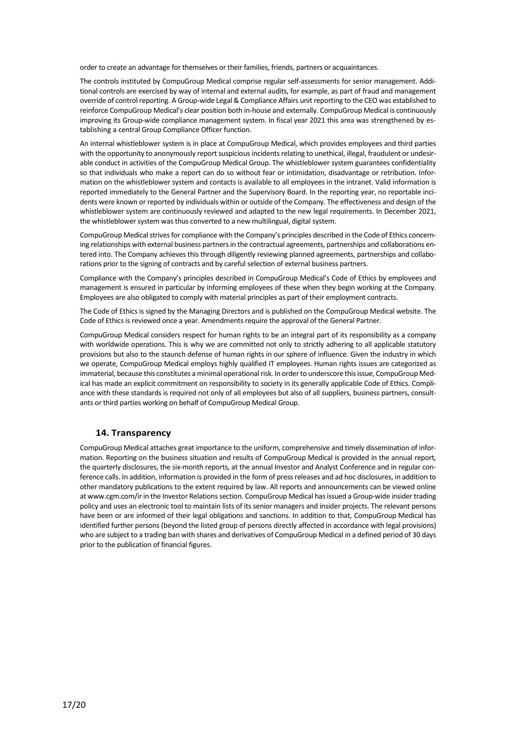order to create an advantage for themselves or their families, friends, partners or acquaintances.

The controls instituted by CompuGroup Medical comprise regular self-assessments for senior management. Additional controls are exercised by way of internal and external audits, for example, as part of fraud and management override of control reporting. A Group-wide Legal & Compliance Affairs unit reporting to the CEO was established to reinforce CompuGroup Medical's clear position both in-house and externally. CompuGroup Medical is continuously improving its Group-wide compliance management system. In fiscal year 2021 this area was strengthened by establishing a central Group Compliance Officer function.

An internal whistleblower system is in place at CompuGroup Medical, which provides employees and third parties with the opportunity to anonymously report suspicious incidents relating to unethical, illegal, fraudulent or undesirable conduct in activities of the CompuGroup Medical Group. The whistleblower system guarantees confidentiality so that individuals who make a report can do so without fear or intimidation, disadvantage or retribution. Information on the whistleblower system and contacts is available to all employees in the intranet. Valid information is reported immediately to the General Partner and the Supervisory Board. In the reporting year, no reportable incidents were known or reported by individuals within or outside of the Company. The effectiveness and design of the whistleblower system are continuously reviewed and adapted to the new legal requirements. In December 2021, the whistleblower system was thus converted to a new multilingual, digital system.

CompuGroup Medical strives for compliance with the Company's principles described in the Code of Ethics concerning relationships with external business partners in the contractual agreements, partnerships and collaborations entered into. The Company achieves this through diligently reviewing planned agreements, partnerships and collaborations prior to the signing of contracts and by careful selection of external business partners.

Compliance with the Company's principles described in CompuGroup Medical's Code of Ethics by employees and management is ensured in particular by informing employees of these when they begin working at the Company. Employees are also obligated to comply with material principles as part of their employment contracts.

The Code of Ethics is signed by the Managing Directors and is published on the CompuGroup Medical website. The Code of Ethics is reviewed once a year. Amendments require the approval of the General Partner.

CompuGroup Medical considers respect for human rights to be an integral part of its responsibility as a company with worldwide operations. This is why we are committed not only to strictly adhering to all applicable statutory provisions but also to the staunch defense of human rights in our sphere of influence. Given the industry in which we operate, CompuGroup Medical employs highly qualified IT employees. Human rights issues are categorized as immaterial, because this constitutes a minimal operational risk. In order to underscore this issue, CompuGroup Medical has made an explicit commitment on responsibility to society in its generally applicable Code of Ethics. Compliance with these standards is required not only of all employees but also of all suppliers, business partners, consultants or third parties working on behalf of CompuGroup Medical Group.

## 14. Transparency

CompuGroup Medical attaches great importance to the uniform, comprehensive and timely dissemination of information. Reporting on the business situation and results of CompuGroup Medical is provided in the annual report, the quarterly disclosures, the six-month reports, at the annual Investor and Analyst Conference and in regular conference calls. In addition, information is provided in the form of press releases and ad hoc disclosures, in addition to other mandatory publications to the extent required by law. All reports and announcements can be viewed online at www.cgm.com/ir in the Investor Relations section. CompuGroup Medical has issued a Group-wide insider trading policy and uses an electronic tool to maintain lists of its senior managers and insider projects. The relevant persons have been or are informed of their legal obligations and sanctions. In addition to that, CompuGroup Medical has identified further persons (beyond the listed group of persons directly affected in accordance with legal provisions) who are subject to a trading ban with shares and derivatives of CompuGroup Medical in a defined period of 30 days prior to the publication of financial figures.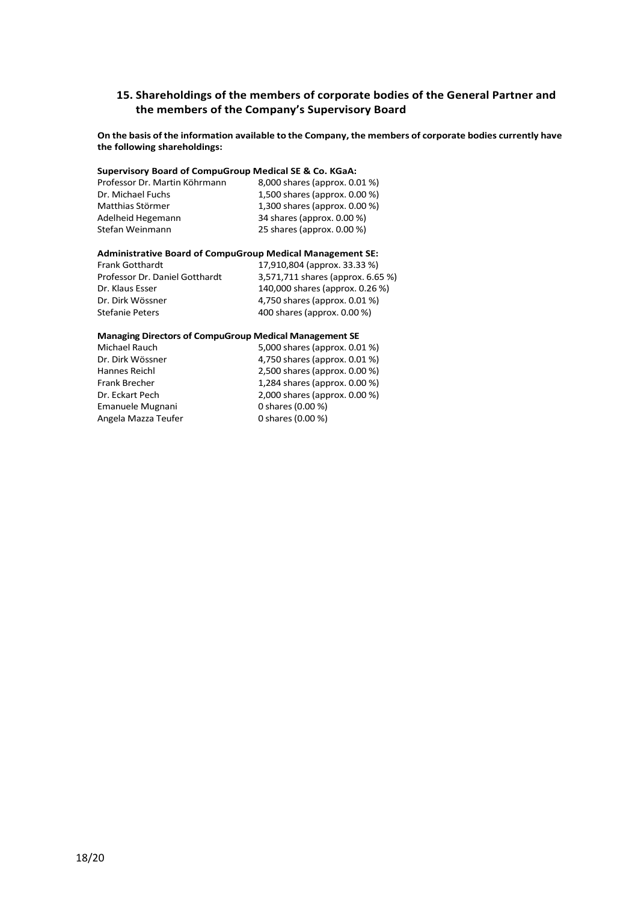## 15. Shareholdings of the members of corporate bodies of the General Partner and the members of the Company's Supervisory Board

**On the basis of the information available to the Company, the members of corporate bodies currently have the following shareholdings:**

**Supervisory Board of CompuGroup Medical SE & Co. KGaA:**

| | |
|---|---|
| Professor Dr. Martin Köhrmann | 8,000 shares (approx. 0.01 %) |
| Dr. Michael Fuchs | 1,500 shares (approx. 0.00 %) |
| Matthias Störmer | 1,300 shares (approx. 0.00 %) |
| Adelheid Hegemann | 34 shares (approx. 0.00 %) |
| Stefan Weinmann | 25 shares (approx. 0.00 %) |

**Administrative Board of CompuGroup Medical Management SE:**

| | |
|---|---|
| Frank Gotthardt | 17,910,804 (approx. 33.33 %) |
| Professor Dr. Daniel Gotthardt | 3,571,711 shares (approx. 6.65 %) |
| Dr. Klaus Esser | 140,000 shares (approx. 0.26 %) |
| Dr. Dirk Wössner | 4,750 shares (approx. 0.01 %) |
| Stefanie Peters | 400 shares (approx. 0.00 %) |

**Managing Directors of CompuGroup Medical Management SE**

| | |
|---|---|
| Michael Rauch | 5,000 shares (approx. 0.01 %) |
| Dr. Dirk Wössner | 4,750 shares (approx. 0.01 %) |
| Hannes Reichl | 2,500 shares (approx. 0.00 %) |
| Frank Brecher | 1,284 shares (approx. 0.00 %) |
| Dr. Eckart Pech | 2,000 shares (approx. 0.00 %) |
| Emanuele Mugnani | 0 shares (0.00 %) |
| Angela Mazza Teufer | 0 shares (0.00 %) |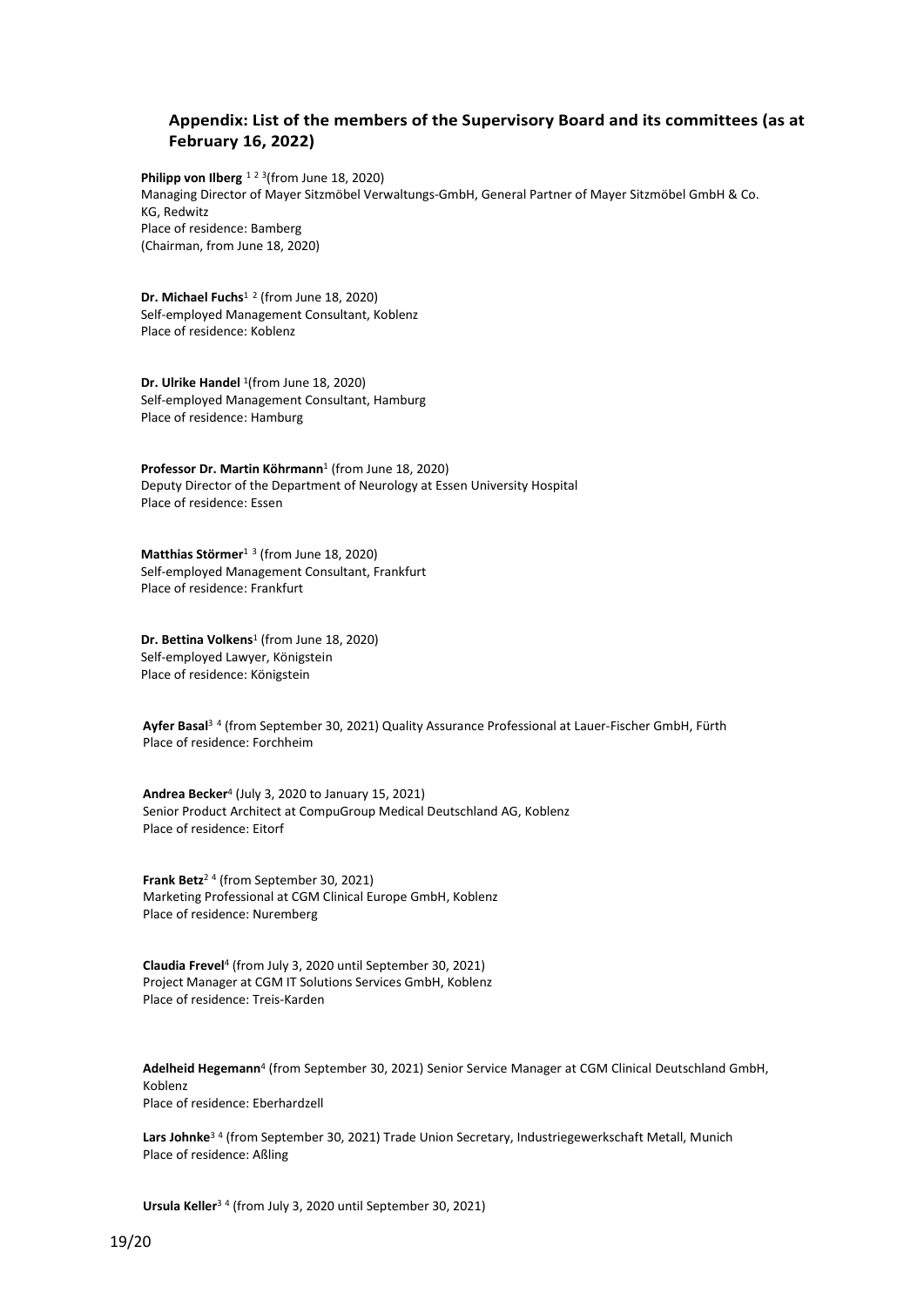## Appendix: List of the members of the Supervisory Board and its committees (as at February 16, 2022)

**Philipp von Ilberg** [1 2 3](from June 18, 2020)
Managing Director of Mayer Sitzmöbel Verwaltungs-GmbH, General Partner of Mayer Sitzmöbel GmbH & Co. KG, Redwitz
Place of residence: Bamberg
(Chairman, from June 18, 2020)

**Dr. Michael Fuchs**[1 2] (from June 18, 2020)
Self-employed Management Consultant, Koblenz
Place of residence: Koblenz

**Dr. Ulrike Handel** [1](from June 18, 2020)
Self-employed Management Consultant, Hamburg
Place of residence: Hamburg

**Professor Dr. Martin Köhrmann**[1] (from June 18, 2020)
Deputy Director of the Department of Neurology at Essen University Hospital
Place of residence: Essen

**Matthias Störmer**[1 3] (from June 18, 2020)
Self-employed Management Consultant, Frankfurt
Place of residence: Frankfurt

**Dr. Bettina Volkens**[1] (from June 18, 2020)
Self-employed Lawyer, Königstein
Place of residence: Königstein

**Ayfer Basal**[3 4] (from September 30, 2021) Quality Assurance Professional at Lauer-Fischer GmbH, Fürth
Place of residence: Forchheim

**Andrea Becker**[4] (July 3, 2020 to January 15, 2021)
Senior Product Architect at CompuGroup Medical Deutschland AG, Koblenz
Place of residence: Eitorf

**Frank Betz**[2 4] (from September 30, 2021)
Marketing Professional at CGM Clinical Europe GmbH, Koblenz
Place of residence: Nuremberg

**Claudia Frevel**[4] (from July 3, 2020 until September 30, 2021)
Project Manager at CGM IT Solutions Services GmbH, Koblenz
Place of residence: Treis-Karden

**Adelheid Hegemann**[4] (from September 30, 2021) Senior Service Manager at CGM Clinical Deutschland GmbH, Koblenz
Place of residence: Eberhardzell

**Lars Johnke**[3 4] (from September 30, 2021) Trade Union Secretary, Industriegewerkschaft Metall, Munich
Place of residence: Aßling

**Ursula Keller**[3 4] (from July 3, 2020 until September 30, 2021)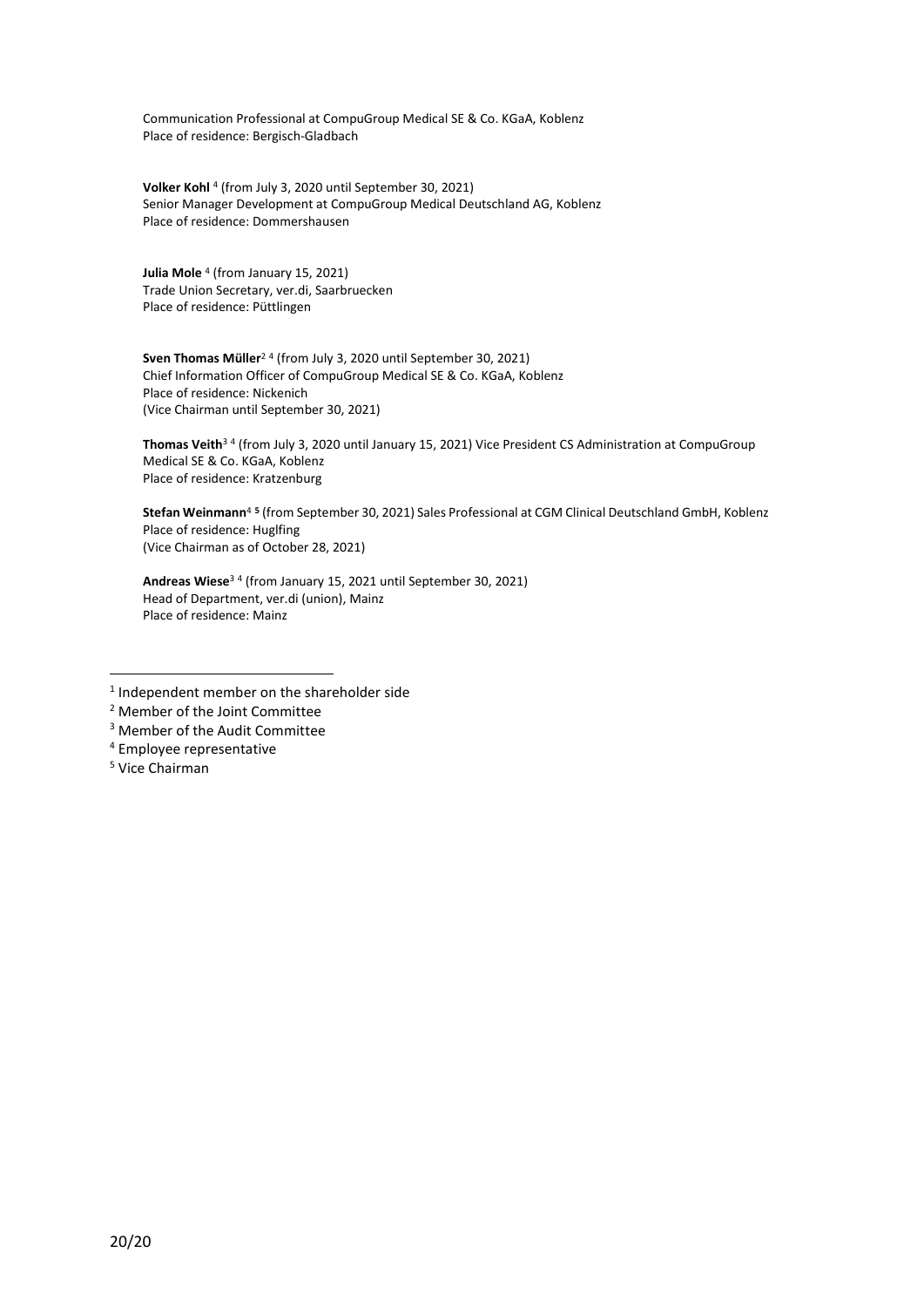Communication Professional at CompuGroup Medical SE & Co. KGaA, Koblenz
Place of residence: Bergisch-Gladbach

**Volker Kohl** [4] (from July 3, 2020 until September 30, 2021)
Senior Manager Development at CompuGroup Medical Deutschland AG, Koblenz
Place of residence: Dommershausen

**Julia Mole** [4] (from January 15, 2021)
Trade Union Secretary, ver.di, Saarbruecken
Place of residence: Püttlingen

**Sven Thomas Müller**[2 4] (from July 3, 2020 until September 30, 2021)
Chief Information Officer of CompuGroup Medical SE & Co. KGaA, Koblenz
Place of residence: Nickenich
(Vice Chairman until September 30, 2021)

**Thomas Veith**[3 4] (from July 3, 2020 until January 15, 2021) Vice President CS Administration at CompuGroup Medical SE & Co. KGaA, Koblenz
Place of residence: Kratzenburg

**Stefan Weinmann**[4 5] (from September 30, 2021) Sales Professional at CGM Clinical Deutschland GmbH, Koblenz
Place of residence: Huglfing
(Vice Chairman as of October 28, 2021)

**Andreas Wiese**[3 4] (from January 15, 2021 until September 30, 2021)
Head of Department, ver.di (union), Mainz
Place of residence: Mainz

---

[1] Independent member on the shareholder side
[2] Member of the Joint Committee
[3] Member of the Audit Committee
[4] Employee representative
[5] Vice Chairman